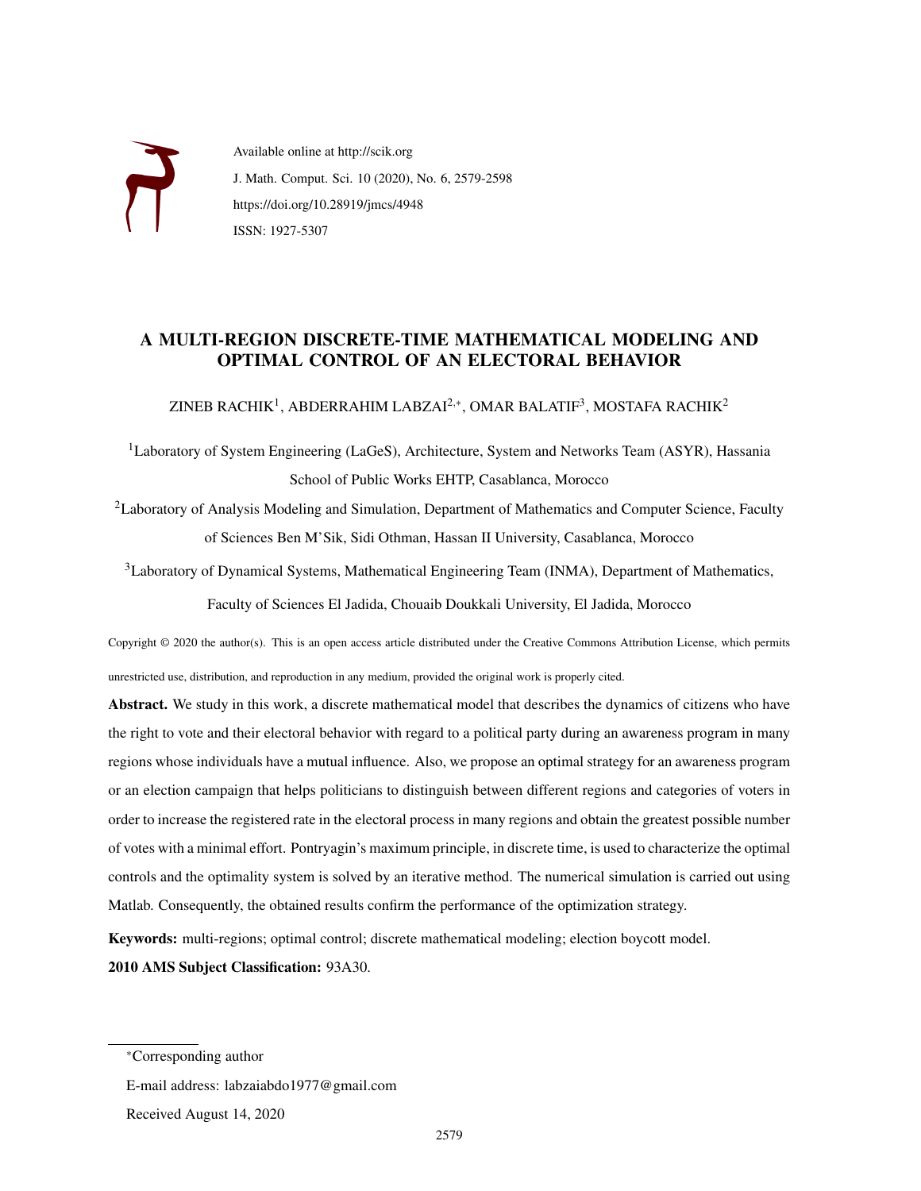Available online at http://scik.org

J. Math. Comput. Sci. 10 (2020), No. 6, 2579-2598

https://doi.org/10.28919/jmcs/4948

ISSN: 1927-5307

# A MULTI-REGION DISCRETE-TIME MATHEMATICAL MODELING AND OPTIMAL CONTROL OF AN ELECTORAL BEHAVIOR

ZINEB RACHIK[1], ABDERRAHIM LABZAI[2,*], OMAR BALATIF[3], MOSTAFA RACHIK[2]

[1]Laboratory of System Engineering (LaGeS), Architecture, System and Networks Team (ASYR), Hassania School of Public Works EHTP, Casablanca, Morocco

[2]Laboratory of Analysis Modeling and Simulation, Department of Mathematics and Computer Science, Faculty of Sciences Ben M'Sik, Sidi Othman, Hassan II University, Casablanca, Morocco

[3]Laboratory of Dynamical Systems, Mathematical Engineering Team (INMA), Department of Mathematics, Faculty of Sciences El Jadida, Chouaib Doukkali University, El Jadida, Morocco

Copyright © 2020 the author(s). This is an open access article distributed under the Creative Commons Attribution License, which permits unrestricted use, distribution, and reproduction in any medium, provided the original work is properly cited.

**Abstract.** We study in this work, a discrete mathematical model that describes the dynamics of citizens who have the right to vote and their electoral behavior with regard to a political party during an awareness program in many regions whose individuals have a mutual influence. Also, we propose an optimal strategy for an awareness program or an election campaign that helps politicians to distinguish between different regions and categories of voters in order to increase the registered rate in the electoral process in many regions and obtain the greatest possible number of votes with a minimal effort. Pontryagin's maximum principle, in discrete time, is used to characterize the optimal controls and the optimality system is solved by an iterative method. The numerical simulation is carried out using Matlab. Consequently, the obtained results confirm the performance of the optimization strategy.

**Keywords:** multi-regions; optimal control; discrete mathematical modeling; election boycott model.

**2010 AMS Subject Classification:** 93A30.

---

*Corresponding author

E-mail address: labzaiabdo1977@gmail.com

Received August 14, 2020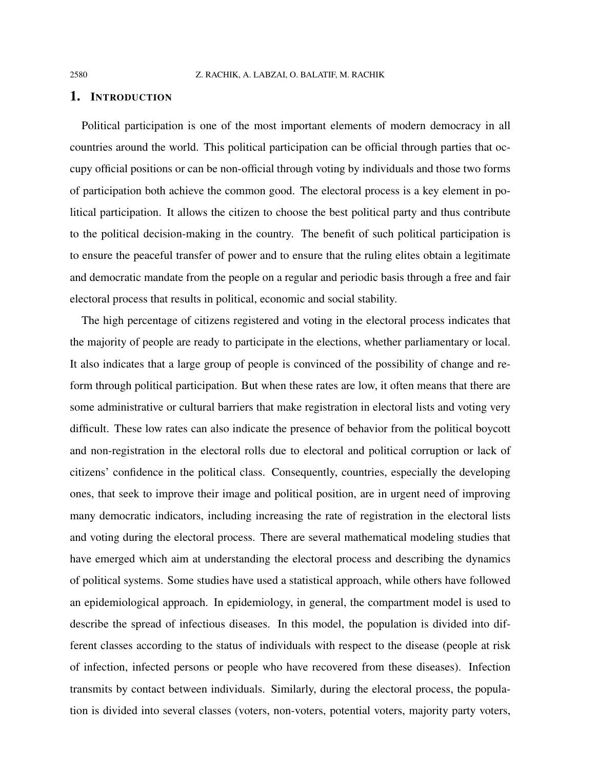## 1. Introduction

Political participation is one of the most important elements of modern democracy in all countries around the world. This political participation can be official through parties that occupy official positions or can be non-official through voting by individuals and those two forms of participation both achieve the common good. The electoral process is a key element in political participation. It allows the citizen to choose the best political party and thus contribute to the political decision-making in the country. The benefit of such political participation is to ensure the peaceful transfer of power and to ensure that the ruling elites obtain a legitimate and democratic mandate from the people on a regular and periodic basis through a free and fair electoral process that results in political, economic and social stability.

The high percentage of citizens registered and voting in the electoral process indicates that the majority of people are ready to participate in the elections, whether parliamentary or local. It also indicates that a large group of people is convinced of the possibility of change and reform through political participation. But when these rates are low, it often means that there are some administrative or cultural barriers that make registration in electoral lists and voting very difficult. These low rates can also indicate the presence of behavior from the political boycott and non-registration in the electoral rolls due to electoral and political corruption or lack of citizens' confidence in the political class. Consequently, countries, especially the developing ones, that seek to improve their image and political position, are in urgent need of improving many democratic indicators, including increasing the rate of registration in the electoral lists and voting during the electoral process. There are several mathematical modeling studies that have emerged which aim at understanding the electoral process and describing the dynamics of political systems. Some studies have used a statistical approach, while others have followed an epidemiological approach. In epidemiology, in general, the compartment model is used to describe the spread of infectious diseases. In this model, the population is divided into different classes according to the status of individuals with respect to the disease (people at risk of infection, infected persons or people who have recovered from these diseases). Infection transmits by contact between individuals. Similarly, during the electoral process, the population is divided into several classes (voters, non-voters, potential voters, majority party voters,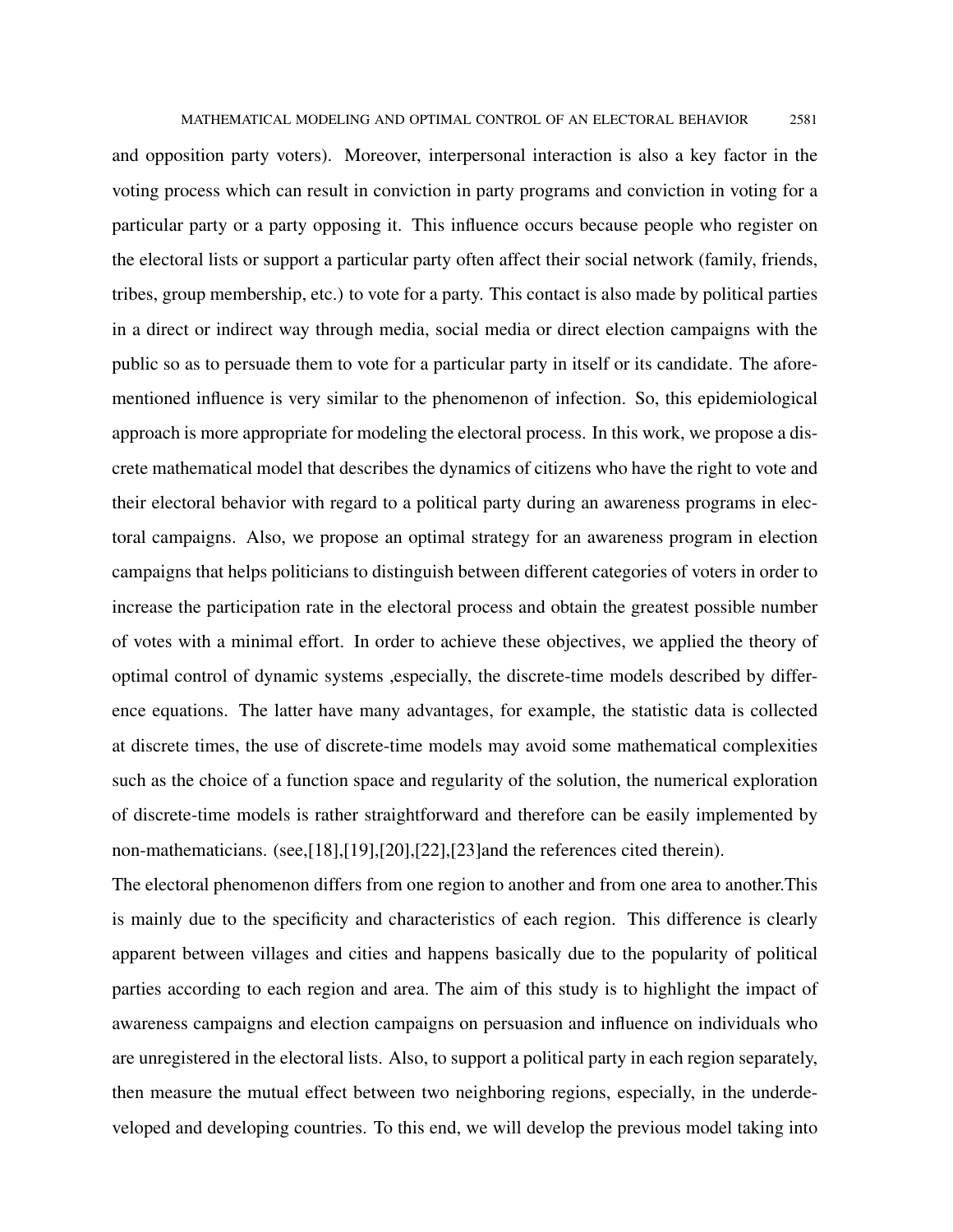and opposition party voters). Moreover, interpersonal interaction is also a key factor in the voting process which can result in conviction in party programs and conviction in voting for a particular party or a party opposing it. This influence occurs because people who register on the electoral lists or support a particular party often affect their social network (family, friends, tribes, group membership, etc.) to vote for a party. This contact is also made by political parties in a direct or indirect way through media, social media or direct election campaigns with the public so as to persuade them to vote for a particular party in itself or its candidate. The aforementioned influence is very similar to the phenomenon of infection. So, this epidemiological approach is more appropriate for modeling the electoral process. In this work, we propose a discrete mathematical model that describes the dynamics of citizens who have the right to vote and their electoral behavior with regard to a political party during an awareness programs in electoral campaigns. Also, we propose an optimal strategy for an awareness program in election campaigns that helps politicians to distinguish between different categories of voters in order to increase the participation rate in the electoral process and obtain the greatest possible number of votes with a minimal effort. In order to achieve these objectives, we applied the theory of optimal control of dynamic systems ,especially, the discrete-time models described by difference equations. The latter have many advantages, for example, the statistic data is collected at discrete times, the use of discrete-time models may avoid some mathematical complexities such as the choice of a function space and regularity of the solution, the numerical exploration of discrete-time models is rather straightforward and therefore can be easily implemented by non-mathematicians. (see,[18],[19],[20],[22],[23]and the references cited therein).

The electoral phenomenon differs from one region to another and from one area to another.This is mainly due to the specificity and characteristics of each region. This difference is clearly apparent between villages and cities and happens basically due to the popularity of political parties according to each region and area. The aim of this study is to highlight the impact of awareness campaigns and election campaigns on persuasion and influence on individuals who are unregistered in the electoral lists. Also, to support a political party in each region separately, then measure the mutual effect between two neighboring regions, especially, in the underdeveloped and developing countries. To this end, we will develop the previous model taking into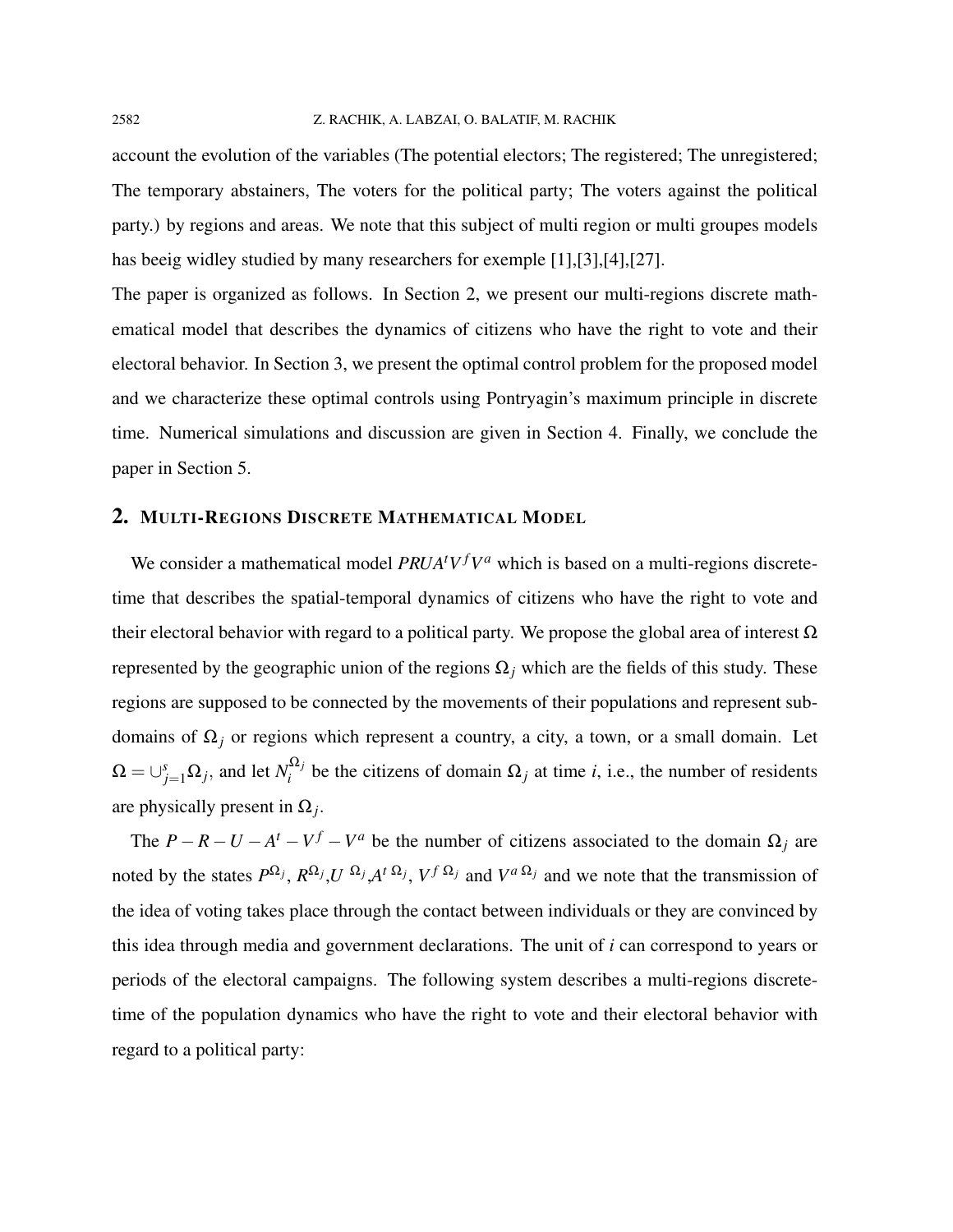account the evolution of the variables (The potential electors; The registered; The unregistered; The temporary abstainers, The voters for the political party; The voters against the political party.) by regions and areas. We note that this subject of multi region or multi groupes models has beeig widley studied by many researchers for exemple [1],[3],[4],[27].

The paper is organized as follows. In Section 2, we present our multi-regions discrete mathematical model that describes the dynamics of citizens who have the right to vote and their electoral behavior. In Section 3, we present the optimal control problem for the proposed model and we characterize these optimal controls using Pontryagin's maximum principle in discrete time. Numerical simulations and discussion are given in Section 4. Finally, we conclude the paper in Section 5.

## 2. MULTI-REGIONS DISCRETE MATHEMATICAL MODEL

We consider a mathematical model $PRUA^tV^fV^a$ which is based on a multi-regions discrete-time that describes the spatial-temporal dynamics of citizens who have the right to vote and their electoral behavior with regard to a political party. We propose the global area of interest $\Omega$ represented by the geographic union of the regions $\Omega_j$ which are the fields of this study. These regions are supposed to be connected by the movements of their populations and represent sub-domains of $\Omega_j$ or regions which represent a country, a city, a town, or a small domain. Let $\Omega = \cup_{j=1}^{s}\Omega_j$, and let $N_i^{\Omega_j}$ be the citizens of domain $\Omega_j$ at time $i$, i.e., the number of residents are physically present in $\Omega_j$.

The $P-R-U-A^t-V^f-V^a$ be the number of citizens associated to the domain $\Omega_j$ are noted by the states $P^{\Omega_j}$, $R^{\Omega_j}$,$U^{\ \Omega_j}$,$A^{t\ \Omega_j}$, $V^{f\ \Omega_j}$ and $V^{a\ \Omega_j}$ and we note that the transmission of the idea of voting takes place through the contact between individuals or they are convinced by this idea through media and government declarations. The unit of $i$ can correspond to years or periods of the electoral campaigns. The following system describes a multi-regions discrete-time of the population dynamics who have the right to vote and their electoral behavior with regard to a political party: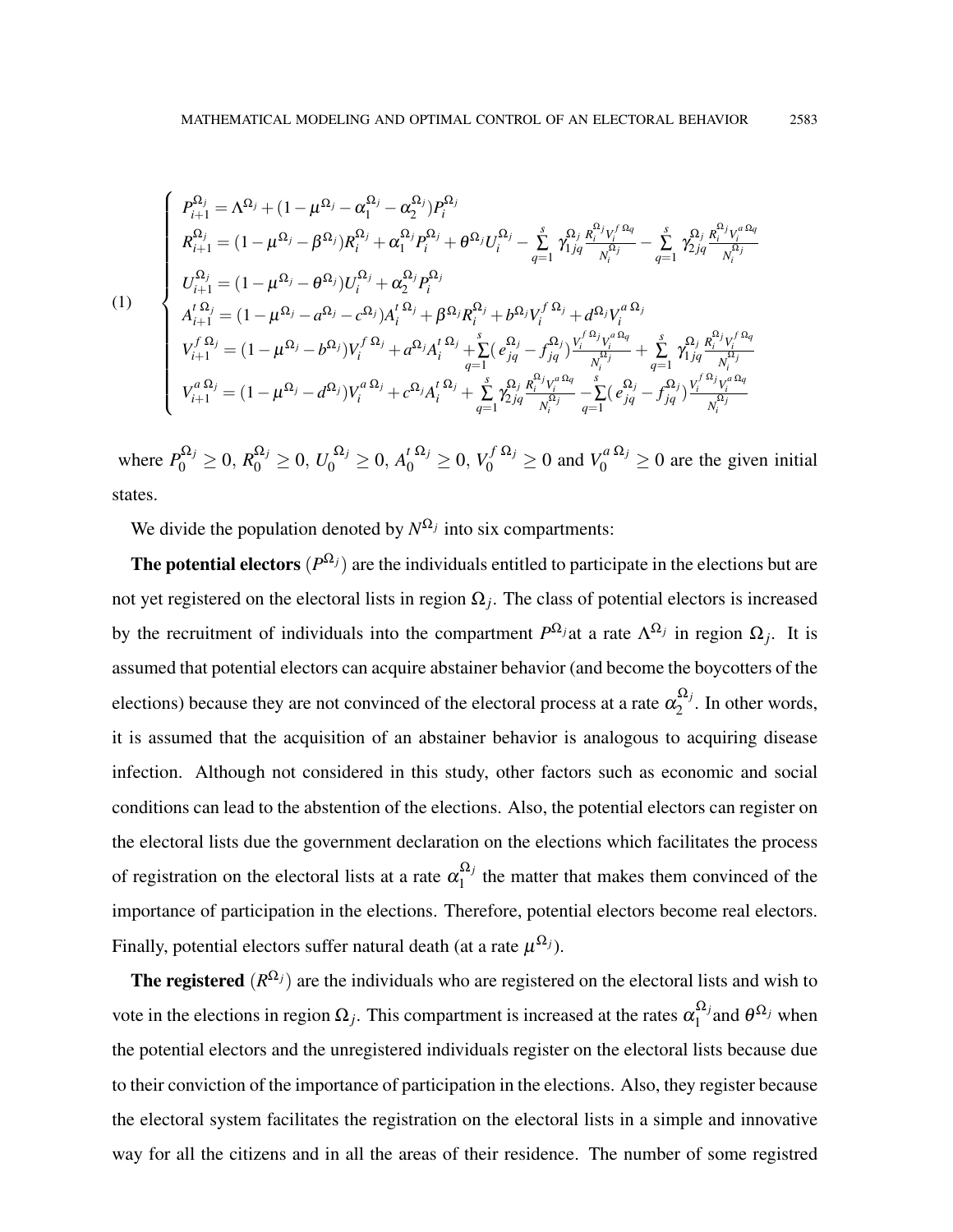$$
(1) \qquad \begin{cases}
P_{i+1}^{\Omega_j} = \Lambda^{\Omega_j} + (1 - \mu^{\Omega_j} - \alpha_1^{\Omega_j} - \alpha_2^{\Omega_j}) P_i^{\Omega_j} \\
R_{i+1}^{\Omega_j} = (1 - \mu^{\Omega_j} - \beta^{\Omega_j}) R_i^{\Omega_j} + \alpha_1^{\Omega_j} P_i^{\Omega_j} + \theta^{\Omega_j} U_i^{\Omega_j} - \sum\limits_{q=1}^{s} \gamma_{1jq}^{\Omega_j} \frac{R_i^{\Omega_j} V_i^{f\,\Omega_q}}{N_i^{\Omega_j}} - \sum\limits_{q=1}^{s} \gamma_{2jq}^{\Omega_j} \frac{R_i^{\Omega_j} V_i^{a\,\Omega_q}}{N_i^{\Omega_j}} \\
U_{i+1}^{\Omega_j} = (1 - \mu^{\Omega_j} - \theta^{\Omega_j}) U_i^{\Omega_j} + \alpha_2^{\Omega_j} P_i^{\Omega_j} \\
A_{i+1}^{t\,\Omega_j} = (1 - \mu^{\Omega_j} - a^{\Omega_j} - c^{\Omega_j}) A_i^{t\,\Omega_j} + \beta^{\Omega_j} R_i^{\Omega_j} + b^{\Omega_j} V_i^{f\,\Omega_j} + d^{\Omega_j} V_i^{a\,\Omega_j} \\
V_{i+1}^{f\,\Omega_j} = (1 - \mu^{\Omega_j} - b^{\Omega_j}) V_i^{f\,\Omega_j} + a^{\Omega_j} A_i^{t\,\Omega_j} + \sum\limits_{q=1}^{s} (e_{jq}^{\Omega_j} - f_{jq}^{\Omega_j}) \frac{V_i^{f\,\Omega_j} V_i^{a\,\Omega_q}}{N_i^{\Omega_j}} + \sum\limits_{q=1}^{s} \gamma_{1jq}^{\Omega_j} \frac{R_i^{\Omega_j} V_i^{f\,\Omega_q}}{N_i^{\Omega_j}} \\
V_{i+1}^{a\,\Omega_j} = (1 - \mu^{\Omega_j} - d^{\Omega_j}) V_i^{a\,\Omega_j} + c^{\Omega_j} A_i^{t\,\Omega_j} + \sum\limits_{q=1}^{s} \gamma_{2jq}^{\Omega_j} \frac{R_i^{\Omega_j} V_i^{a\,\Omega_q}}{N_i^{\Omega_j}} - \sum\limits_{q=1}^{s} (e_{jq}^{\Omega_j} - f_{jq}^{\Omega_j}) \frac{V_i^{f\,\Omega_j} V_i^{a\,\Omega_q}}{N_i^{\Omega_j}}
\end{cases}
$$

where $P_0^{\Omega_j} \geq 0$, $R_0^{\Omega_j} \geq 0$, $U_0^{\Omega_j} \geq 0$, $A_0^{t\,\Omega_j} \geq 0$, $V_0^{f\,\Omega_j} \geq 0$ and $V_0^{a\,\Omega_j} \geq 0$ are the given initial states.

We divide the population denoted by $N^{\Omega_j}$ into six compartments:

**The potential electors** $(P^{\Omega_j})$ are the individuals entitled to participate in the elections but are not yet registered on the electoral lists in region $\Omega_j$. The class of potential electors is increased by the recruitment of individuals into the compartment $P^{\Omega_j}$at a rate $\Lambda^{\Omega_j}$ in region $\Omega_j$. It is assumed that potential electors can acquire abstainer behavior (and become the boycotters of the elections) because they are not convinced of the electoral process at a rate $\alpha_2^{\Omega_j}$. In other words, it is assumed that the acquisition of an abstainer behavior is analogous to acquiring disease infection. Although not considered in this study, other factors such as economic and social conditions can lead to the abstention of the elections. Also, the potential electors can register on the electoral lists due the government declaration on the elections which facilitates the process of registration on the electoral lists at a rate $\alpha_1^{\Omega_j}$ the matter that makes them convinced of the importance of participation in the elections. Therefore, potential electors become real electors. Finally, potential electors suffer natural death (at a rate $\mu^{\Omega_j}$).

**The registered** $(R^{\Omega_j})$ are the individuals who are registered on the electoral lists and wish to vote in the elections in region $\Omega_j$. This compartment is increased at the rates $\alpha_1^{\Omega_j}$and $\theta^{\Omega_j}$ when the potential electors and the unregistered individuals register on the electoral lists because due to their conviction of the importance of participation in the elections. Also, they register because the electoral system facilitates the registration on the electoral lists in a simple and innovative way for all the citizens and in all the areas of their residence. The number of some registred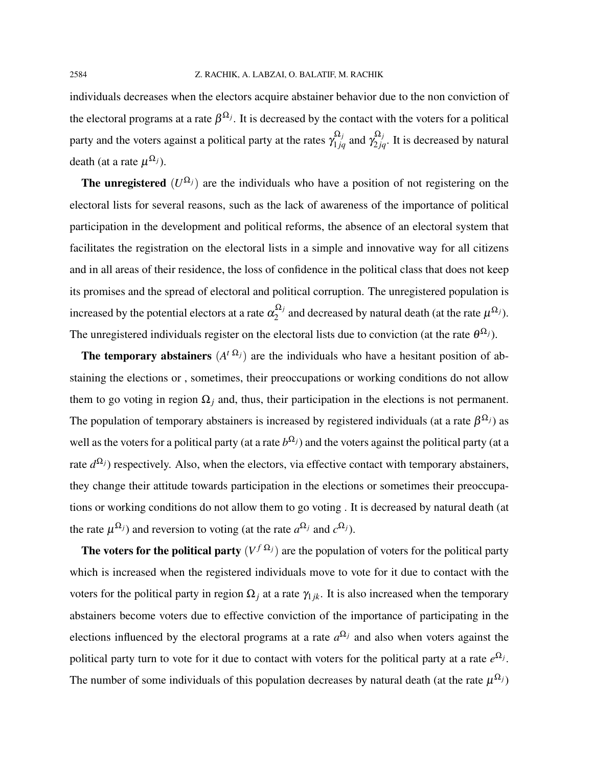individuals decreases when the electors acquire abstainer behavior due to the non conviction of the electoral programs at a rate $\beta^{\Omega_j}$. It is decreased by the contact with the voters for a political party and the voters against a political party at the rates $\gamma_{1jq}^{\Omega_j}$ and $\gamma_{2jq}^{\Omega_j}$. It is decreased by natural death (at a rate $\mu^{\Omega_j}$).

**The unregistered** $(U^{\Omega_j})$ are the individuals who have a position of not registering on the electoral lists for several reasons, such as the lack of awareness of the importance of political participation in the development and political reforms, the absence of an electoral system that facilitates the registration on the electoral lists in a simple and innovative way for all citizens and in all areas of their residence, the loss of confidence in the political class that does not keep its promises and the spread of electoral and political corruption. The unregistered population is increased by the potential electors at a rate $\alpha_2^{\Omega_j}$ and decreased by natural death (at the rate $\mu^{\Omega_j}$). The unregistered individuals register on the electoral lists due to conviction (at the rate $\theta^{\Omega_j}$).

**The temporary abstainers** $(A^{t\,\Omega_j})$ are the individuals who have a hesitant position of abstaining the elections or , sometimes, their preoccupations or working conditions do not allow them to go voting in region $\Omega_j$ and, thus, their participation in the elections is not permanent. The population of temporary abstainers is increased by registered individuals (at a rate $\beta^{\Omega_j}$) as well as the voters for a political party (at a rate $b^{\Omega_j}$) and the voters against the political party (at a rate $d^{\Omega_j}$) respectively. Also, when the electors, via effective contact with temporary abstainers, they change their attitude towards participation in the elections or sometimes their preoccupations or working conditions do not allow them to go voting . It is decreased by natural death (at the rate $\mu^{\Omega_j}$) and reversion to voting (at the rate $a^{\Omega_j}$ and $c^{\Omega_j}$).

**The voters for the political party** $(V^{f\,\Omega_j})$ are the population of voters for the political party which is increased when the registered individuals move to vote for it due to contact with the voters for the political party in region $\Omega_j$ at a rate $\gamma_{1jk}$. It is also increased when the temporary abstainers become voters due to effective conviction of the importance of participating in the elections influenced by the electoral programs at a rate $a^{\Omega_j}$ and also when voters against the political party turn to vote for it due to contact with voters for the political party at a rate $e^{\Omega_j}$. The number of some individuals of this population decreases by natural death (at the rate $\mu^{\Omega_j}$)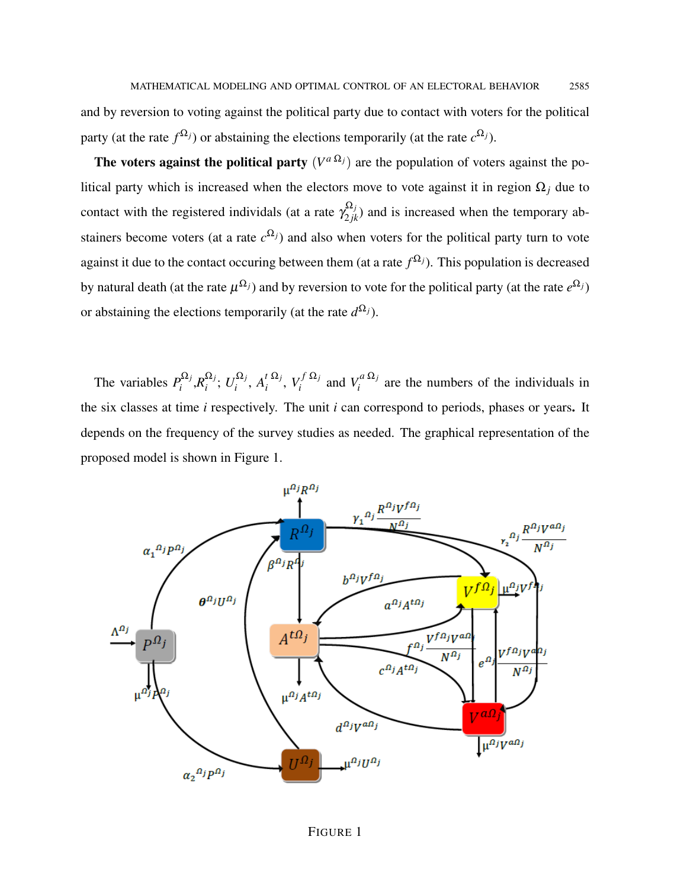and by reversion to voting against the political party due to contact with voters for the political party (at the rate $f^{\Omega_j}$) or abstaining the elections temporarily (at the rate $c^{\Omega_j}$).

**The voters against the political party** ($V^{a\,\Omega_j}$) are the population of voters against the political party which is increased when the electors move to vote against it in region $\Omega_j$ due to contact with the registered individuals (at a rate $\gamma_{2jk}^{\Omega_j}$) and is increased when the temporary abstainers become voters (at a rate $c^{\Omega_j}$) and also when voters for the political party turn to vote against it due to the contact occuring between them (at a rate $f^{\Omega_j}$). This population is decreased by natural death (at the rate $\mu^{\Omega_j}$) and by reversion to vote for the political party (at the rate $e^{\Omega_j}$) or abstaining the elections temporarily (at the rate $d^{\Omega_j}$).

The variables $P_i^{\Omega_j}$,$R_i^{\Omega_j}$; $U_i^{\Omega_j}$, $A_i^{t\,\Omega_j}$, $V_i^{f\,\Omega_j}$ and $V_i^{a\,\Omega_j}$ are the numbers of the individuals in the six classes at time $i$ respectively. The unit $i$ can correspond to periods, phases or years**.** It depends on the frequency of the survey studies as needed. The graphical representation of the proposed model is shown in Figure 1.

FIGURE 1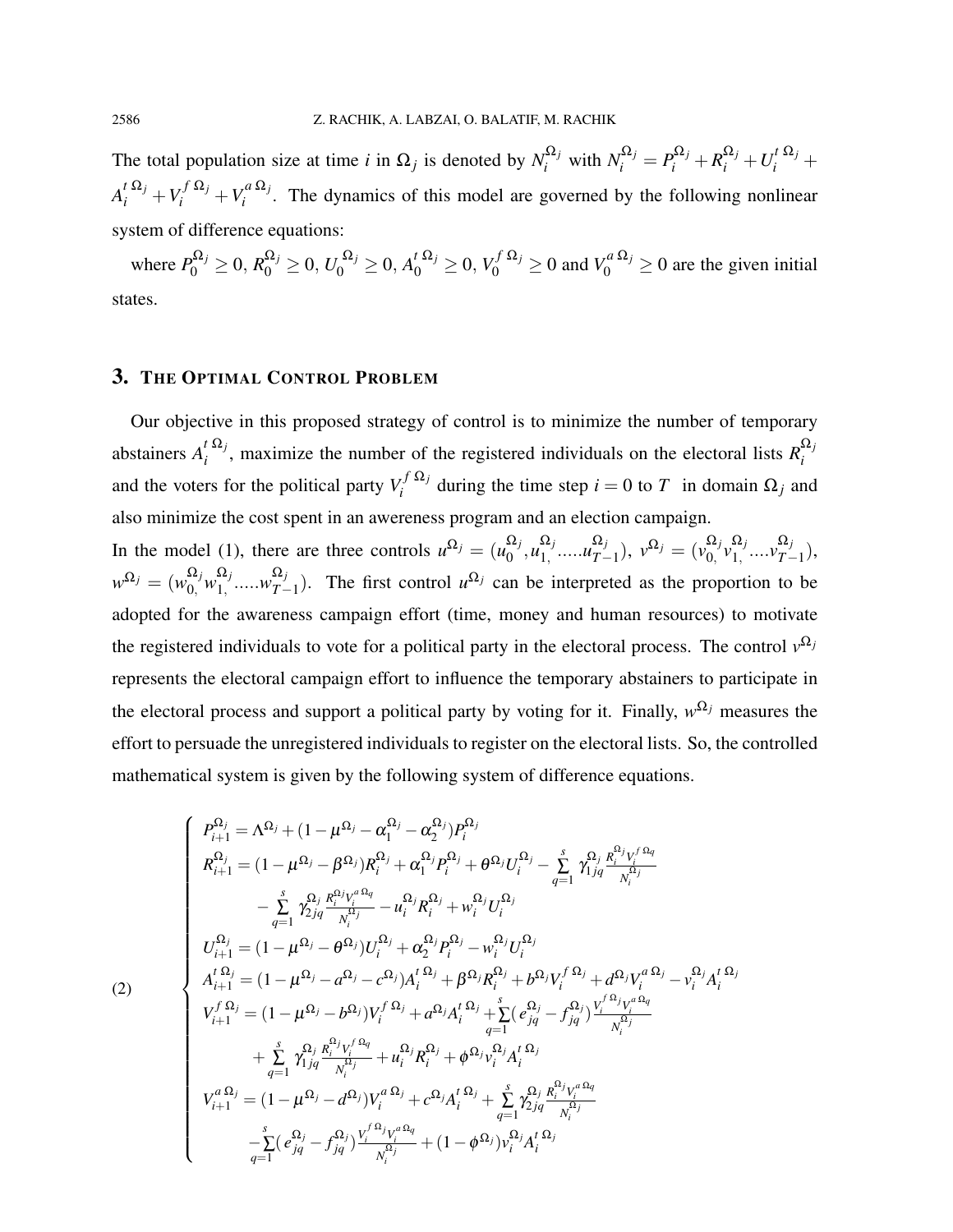The total population size at time $i$ in $\Omega_j$ is denoted by $N_i^{\Omega_j}$ with $N_i^{\Omega_j} = P_i^{\Omega_j} + R_i^{\Omega_j} + U_i^{t\,\Omega_j} + A_i^{t\,\Omega_j} + V_i^{f\,\Omega_j} + V_i^{a\,\Omega_j}$. The dynamics of this model are governed by the following nonlinear system of difference equations:

where $P_0^{\Omega_j} \geq 0$, $R_0^{\Omega_j} \geq 0$, $U_0^{\Omega_j} \geq 0$, $A_0^{t\,\Omega_j} \geq 0$, $V_0^{f\,\Omega_j} \geq 0$ and $V_0^{a\,\Omega_j} \geq 0$ are the given initial states.

## 3. The Optimal Control Problem

Our objective in this proposed strategy of control is to minimize the number of temporary abstainers $A_i^{t\,\Omega_j}$, maximize the number of the registered individuals on the electoral lists $R_i^{\Omega_j}$ and the voters for the political party $V_i^{f\,\Omega_j}$ during the time step $i = 0$ to $T$ in domain $\Omega_j$ and also minimize the cost spent in an awereness program and an election campaign.

In the model (1), there are three controls $u^{\Omega_j} = (u_0^{\Omega_j}, u_1^{\Omega_j}, \ldots u_{T-1}^{\Omega_j})$, $v^{\Omega_j} = (v_0^{\Omega_j}, v_1^{\Omega_j}, \ldots v_{T-1}^{\Omega_j})$, $w^{\Omega_j} = (w_0^{\Omega_j}, w_1^{\Omega_j}, \ldots w_{T-1}^{\Omega_j})$. The first control $u^{\Omega_j}$ can be interpreted as the proportion to be adopted for the awareness campaign effort (time, money and human resources) to motivate the registered individuals to vote for a political party in the electoral process. The control $v^{\Omega_j}$ represents the electoral campaign effort to influence the temporary abstainers to participate in the electoral process and support a political party by voting for it. Finally, $w^{\Omega_j}$ measures the effort to persuade the unregistered individuals to register on the electoral lists. So, the controlled mathematical system is given by the following system of difference equations.

$$
(2) \qquad \begin{cases}
P_{i+1}^{\Omega_j} = \Lambda^{\Omega_j} + (1 - \mu^{\Omega_j} - \alpha_1^{\Omega_j} - \alpha_2^{\Omega_j}) P_i^{\Omega_j} \\
R_{i+1}^{\Omega_j} = (1 - \mu^{\Omega_j} - \beta^{\Omega_j}) R_i^{\Omega_j} + \alpha_1^{\Omega_j} P_i^{\Omega_j} + \theta^{\Omega_j} U_i^{\Omega_j} - \sum\limits_{q=1}^{s} \gamma_{1jq}^{\Omega_j} \frac{R_i^{\Omega_j} V_i^{f\,\Omega_q}}{N_i^{\Omega_j}} \\
\qquad - \sum\limits_{q=1}^{s} \gamma_{2jq}^{\Omega_j} \frac{R_i^{\Omega_j} V_i^{a\,\Omega_q}}{N_i^{\Omega_j}} - u_i^{\Omega_j} R_i^{\Omega_j} + w_i^{\Omega_j} U_i^{\Omega_j} \\
U_{i+1}^{\Omega_j} = (1 - \mu^{\Omega_j} - \theta^{\Omega_j}) U_i^{\Omega_j} + \alpha_2^{\Omega_j} P_i^{\Omega_j} - w_i^{\Omega_j} U_i^{\Omega_j} \\
A_{i+1}^{t\,\Omega_j} = (1 - \mu^{\Omega_j} - a^{\Omega_j} - c^{\Omega_j}) A_i^{t\,\Omega_j} + \beta^{\Omega_j} R_i^{\Omega_j} + b^{\Omega_j} V_i^{f\,\Omega_j} + d^{\Omega_j} V_i^{a\,\Omega_j} - v_i^{\Omega_j} A_i^{t\,\Omega_j} \\
V_{i+1}^{f\,\Omega_j} = (1 - \mu^{\Omega_j} - b^{\Omega_j}) V_i^{f\,\Omega_j} + a^{\Omega_j} A_i^{t\,\Omega_j} + \sum\limits_{q=1}^{s} (e_{jq}^{\Omega_j} - f_{jq}^{\Omega_j}) \frac{V_i^{f\,\Omega_j} V_i^{a\,\Omega_q}}{N_i^{\Omega_j}} \\
\qquad + \sum\limits_{q=1}^{s} \gamma_{1jq}^{\Omega_j} \frac{R_i^{\Omega_j} V_i^{f\,\Omega_q}}{N_i^{\Omega_j}} + u_i^{\Omega_j} R_i^{\Omega_j} + \phi^{\Omega_j} v_i^{\Omega_j} A_i^{t\,\Omega_j} \\
V_{i+1}^{a\,\Omega_j} = (1 - \mu^{\Omega_j} - d^{\Omega_j}) V_i^{a\,\Omega_j} + c^{\Omega_j} A_i^{t\,\Omega_j} + \sum\limits_{q=1}^{s} \gamma_{2jq}^{\Omega_j} \frac{R_i^{\Omega_j} V_i^{a\,\Omega_q}}{N_i^{\Omega_j}} \\
\qquad - \sum\limits_{q=1}^{s} (e_{jq}^{\Omega_j} - f_{jq}^{\Omega_j}) \frac{V_i^{f\,\Omega_j} V_i^{a\,\Omega_q}}{N_i^{\Omega_j}} + (1 - \phi^{\Omega_j}) v_i^{\Omega_j} A_i^{t\,\Omega_j}
\end{cases}
$$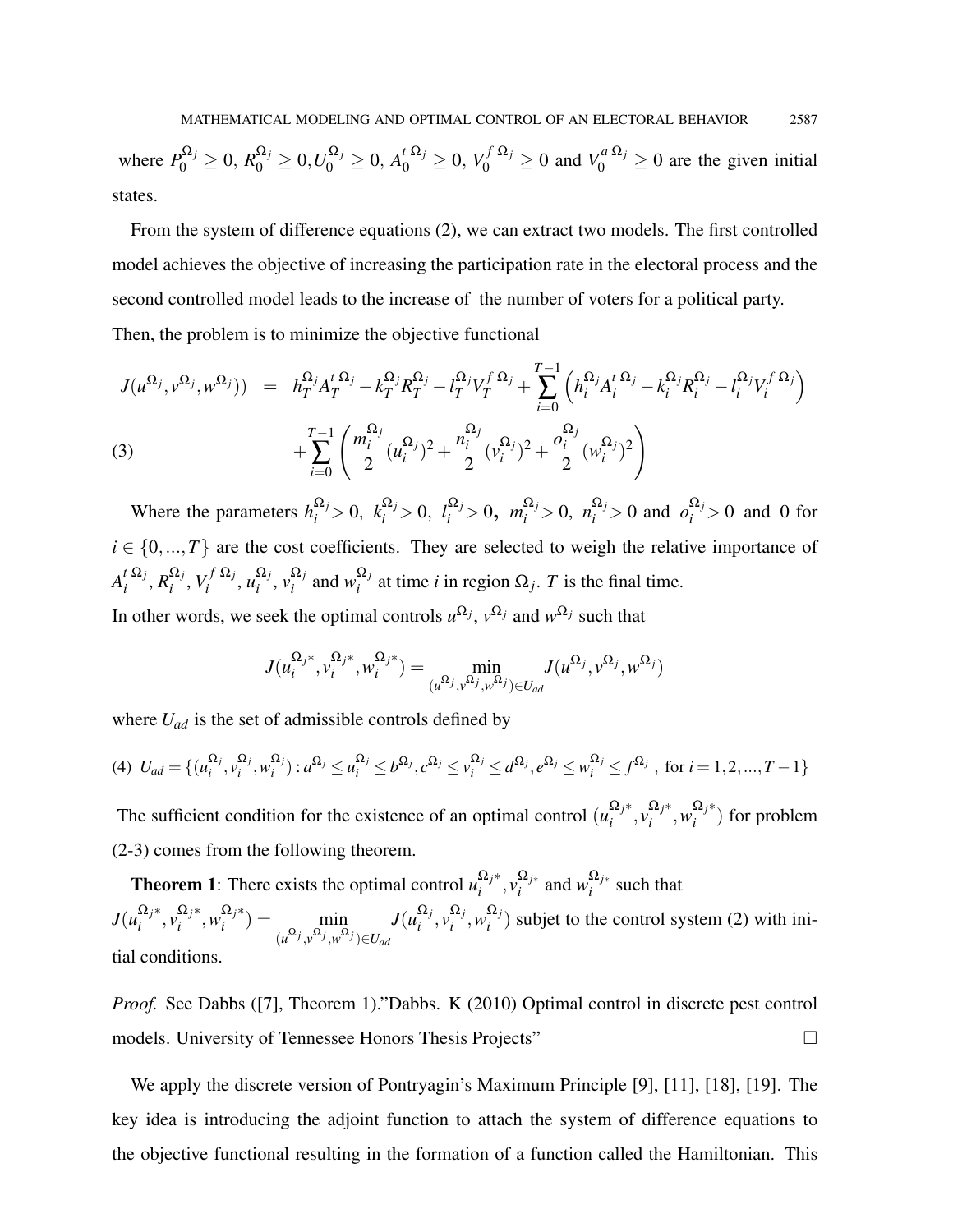where $P_0^{\Omega_j} \geq 0$, $R_0^{\Omega_j} \geq 0, U_0^{\Omega_j} \geq 0$, $A_0^{t\,\Omega_j} \geq 0$, $V_0^{f\,\Omega_j} \geq 0$ and $V_0^{a\,\Omega_j} \geq 0$ are the given initial states.

From the system of difference equations (2), we can extract two models. The first controlled model achieves the objective of increasing the participation rate in the electoral process and the second controlled model leads to the increase of the number of voters for a political party. Then, the problem is to minimize the objective functional

$$
\begin{aligned}
J(u^{\Omega_j}, v^{\Omega_j}, w^{\Omega_j})) &= h_T^{\Omega_j} A_T^{t\,\Omega_j} - k_T^{\Omega_j} R_T^{\Omega_j} - l_T^{\Omega_j} V_T^{f\,\Omega_j} + \sum_{i=0}^{T-1} \left( h_i^{\Omega_j} A_i^{t\,\Omega_j} - k_i^{\Omega_j} R_i^{\Omega_j} - l_i^{\Omega_j} V_i^{f\,\Omega_j} \right) \\
&\quad + \sum_{i=0}^{T-1} \left( \frac{m_i^{\Omega_j}}{2} (u_i^{\Omega_j})^2 + \frac{n_i^{\Omega_j}}{2} (v_i^{\Omega_j})^2 + \frac{o_i^{\Omega_j}}{2} (w_i^{\Omega_j})^2 \right)
\end{aligned} \tag{3}
$$

Where the parameters $h_i^{\Omega_j} > 0$, $k_i^{\Omega_j} > 0$, $l_i^{\Omega_j} > 0$, $m_i^{\Omega_j} > 0$, $n_i^{\Omega_j} > 0$ and $o_i^{\Omega_j} > 0$ and 0 for $i \in \{0, ..., T\}$ are the cost coefficients. They are selected to weigh the relative importance of $A_i^{t\,\Omega_j}$, $R_i^{\Omega_j}$, $V_i^{f\,\Omega_j}$, $u_i^{\Omega_j}$, $v_i^{\Omega_j}$ and $w_i^{\Omega_j}$ at time $i$ in region $\Omega_j$. $T$ is the final time.
In other words, we seek the optimal controls $u^{\Omega_j}$, $v^{\Omega_j}$ and $w^{\Omega_j}$ such that

$$
J(u_i^{\Omega_j *}, v_i^{\Omega_j *}, w_i^{\Omega_j *}) = \min_{(u^{\Omega_j}, v^{\Omega_j}, w^{\Omega_j}) \in U_{ad}} J(u^{\Omega_j}, v^{\Omega_j}, w^{\Omega_j})
$$

where $U_{ad}$ is the set of admissible controls defined by

$$
U_{ad} = \{(u_i^{\Omega_j}, v_i^{\Omega_j}, w_i^{\Omega_j}) : a^{\Omega_j} \leq u_i^{\Omega_j} \leq b^{\Omega_j}, c^{\Omega_j} \leq v_i^{\Omega_j} \leq d^{\Omega_j}, e^{\Omega_j} \leq w_i^{\Omega_j} \leq f^{\Omega_j} \text{ , for } i = 1, 2, ..., T-1\} \tag{4}
$$

The sufficient condition for the existence of an optimal control $(u_i^{\Omega_j *}, v_i^{\Omega_j *}, w_i^{\Omega_j *})$ for problem (2-3) comes from the following theorem.

**Theorem 1**: There exists the optimal control $u_i^{\Omega_j *}, v_i^{\Omega_{j*}}$ and $w_i^{\Omega_{j*}}$ such that $J(u_i^{\Omega_j *}, v_i^{\Omega_j *}, w_i^{\Omega_j *}) = \min_{(u^{\Omega_j}, v^{\Omega_j}, w^{\Omega_j}) \in U_{ad}} J(u_i^{\Omega_j}, v_i^{\Omega_j}, w_i^{\Omega_j})$ subjet to the control system (2) with initial conditions.

*Proof.* See Dabbs ([7], Theorem 1)."Dabbs. K (2010) Optimal control in discrete pest control models. University of Tennessee Honors Thesis Projects" □

We apply the discrete version of Pontryagin's Maximum Principle [9], [11], [18], [19]. The key idea is introducing the adjoint function to attach the system of difference equations to the objective functional resulting in the formation of a function called the Hamiltonian. This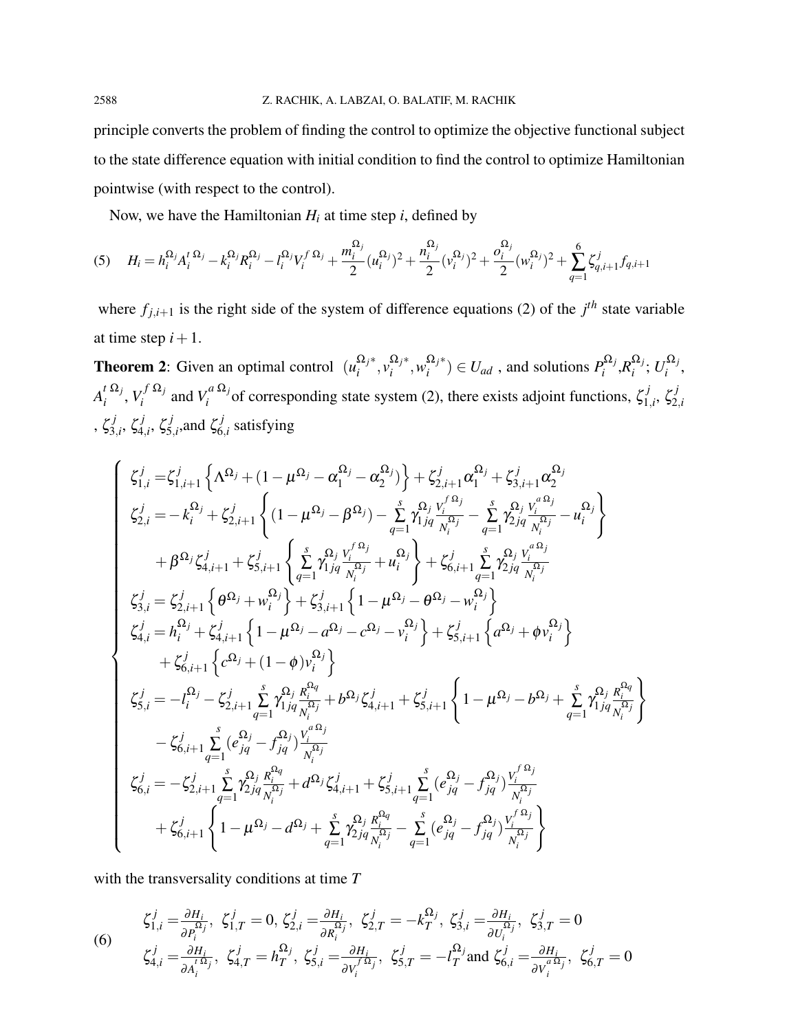principle converts the problem of finding the control to optimize the objective functional subject to the state difference equation with initial condition to find the control to optimize Hamiltonian pointwise (with respect to the control).

Now, we have the Hamiltonian $H_i$ at time step $i$, defined by

$$H_i = h_i^{\Omega_j} A_i^{t\,\Omega_j} - k_i^{\Omega_j} R_i^{\Omega_j} - l_i^{\Omega_j} V_i^{f\,\Omega_j} + \frac{m_i^{\Omega_j}}{2}(u_i^{\Omega_j})^2 + \frac{n_i^{\Omega_j}}{2}(v_i^{\Omega_j})^2 + \frac{o_i^{\Omega_j}}{2}(w_i^{\Omega_j})^2 + \sum_{q=1}^{6} \zeta_{q,i+1}^{j} f_{q,i+1} \tag{5}$$

where $f_{j,i+1}$ is the right side of the system of difference equations (2) of the $j^{th}$ state variable at time step $i+1$.

**Theorem 2**: Given an optimal control $(u_i^{\Omega_j *}, v_i^{\Omega_j *}, w_i^{\Omega_j *}) \in U_{ad}$ , and solutions $P_i^{\Omega_j}$,$R_i^{\Omega_j}$; $U_i^{\Omega_j}$, $A_i^{t\,\Omega_j}$, $V_i^{f\,\Omega_j}$ and $V_i^{a\,\Omega_j}$of corresponding state system (2), there exists adjoint functions, $\zeta_{1,i}^{j}$, $\zeta_{2,i}^{j}$ , $\zeta_{3,i}^{j}$, $\zeta_{4,i}^{j}$, $\zeta_{5,i}^{j}$,and $\zeta_{6,i}^{j}$ satisfying

$$\left\{\begin{aligned}
\zeta_{1,i}^{j} =& \zeta_{1,i+1}^{j}\left\{\Lambda^{\Omega_j} + (1-\mu^{\Omega_j} - \alpha_1^{\Omega_j} - \alpha_2^{\Omega_j})\right\} + \zeta_{2,i+1}^{j}\alpha_1^{\Omega_j} + \zeta_{3,i+1}^{j}\alpha_2^{\Omega_j} \\
\zeta_{2,i}^{j} =& -k_i^{\Omega_j} + \zeta_{2,i+1}^{j}\left\{(1-\mu^{\Omega_j} - \beta^{\Omega_j}) - \sum_{q=1}^{s}\gamma_{1jq}^{\Omega_j}\frac{V_i^{f\,\Omega_j}}{N_i^{\Omega_j}} - \sum_{q=1}^{s}\gamma_{2jq}^{\Omega_j}\frac{V_i^{a\,\Omega_j}}{N_i^{\Omega_j}} - u_i^{\Omega_j}\right\} \\
&+ \beta^{\Omega_j}\zeta_{4,i+1}^{j} + \zeta_{5,i+1}^{j}\left\{\sum_{q=1}^{s}\gamma_{1jq}^{\Omega_j}\frac{V_i^{f\,\Omega_j}}{N_i^{\Omega_j}} + u_i^{\Omega_j}\right\} + \zeta_{6,i+1}^{j}\sum_{q=1}^{s}\gamma_{2jq}^{\Omega_j}\frac{V_i^{a\,\Omega_j}}{N_i^{\Omega_j}} \\
\zeta_{3,i}^{j} =& \zeta_{2,i+1}^{j}\left\{\theta^{\Omega_j} + w_i^{\Omega_j}\right\} + \zeta_{3,i+1}^{j}\left\{1-\mu^{\Omega_j} - \theta^{\Omega_j} - w_i^{\Omega_j}\right\} \\
\zeta_{4,i}^{j} =& h_i^{\Omega_j} + \zeta_{4,i+1}^{j}\left\{1-\mu^{\Omega_j} - a^{\Omega_j} - c^{\Omega_j} - v_i^{\Omega_j}\right\} + \zeta_{5,i+1}^{j}\left\{a^{\Omega_j} + \phi v_i^{\Omega_j}\right\} \\
&+ \zeta_{6,i+1}^{j}\left\{c^{\Omega_j} + (1-\phi)v_i^{\Omega_j}\right\} \\
\zeta_{5,i}^{j} =& -l_i^{\Omega_j} - \zeta_{2,i+1}^{j}\sum_{q=1}^{s}\gamma_{1jq}^{\Omega_j}\frac{R_i^{\Omega_q}}{N_i^{\Omega_j}} + b^{\Omega_j}\zeta_{4,i+1}^{j} + \zeta_{5,i+1}^{j}\left\{1-\mu^{\Omega_j} - b^{\Omega_j} + \sum_{q=1}^{s}\gamma_{1jq}^{\Omega_j}\frac{R_i^{\Omega_q}}{N_i^{\Omega_j}}\right\} \\
&- \zeta_{6,i+1}^{j}\sum_{q=1}^{s}(e_{jq}^{\Omega_j} - f_{jq}^{\Omega_j})\frac{V_i^{a\,\Omega_j}}{N_i^{\Omega_j}} \\
\zeta_{6,i}^{j} =& -\zeta_{2,i+1}^{j}\sum_{q=1}^{s}\gamma_{2jq}^{\Omega_j}\frac{R_i^{\Omega_q}}{N_i^{\Omega_j}} + d^{\Omega_j}\zeta_{4,i+1}^{j} + \zeta_{5,i+1}^{j}\sum_{q=1}^{s}(e_{jq}^{\Omega_j} - f_{jq}^{\Omega_j})\frac{V_i^{f\,\Omega_j}}{N_i^{\Omega_j}} \\
&+ \zeta_{6,i+1}^{j}\left\{1-\mu^{\Omega_j} - d^{\Omega_j} + \sum_{q=1}^{s}\gamma_{2jq}^{\Omega_j}\frac{R_i^{\Omega_q}}{N_i^{\Omega_j}} - \sum_{q=1}^{s}(e_{jq}^{\Omega_j} - f_{jq}^{\Omega_j})\frac{V_i^{f\,\Omega_j}}{N_i^{\Omega_j}}\right\}
\end{aligned}\right.$$

with the transversality conditions at time $T$

$$\begin{aligned}
&\zeta_{1,i}^{j} = \frac{\partial H_i}{\partial P_i^{\Omega_j}},\ \zeta_{1,T}^{j} = 0,\ \zeta_{2,i}^{j} = \frac{\partial H_i}{\partial R_i^{\Omega_j}},\ \zeta_{2,T}^{j} = -k_T^{\Omega_j},\ \zeta_{3,i}^{j} = \frac{\partial H_i}{\partial U_i^{\Omega_j}},\ \zeta_{3,T}^{j} = 0 \\
&\zeta_{4,i}^{j} = \frac{\partial H_i}{\partial A_i^{t\,\Omega_j}},\ \zeta_{4,T}^{j} = h_T^{\Omega_j},\ \zeta_{5,i}^{j} = \frac{\partial H_i}{\partial V_i^{f\,\Omega_j}},\ \zeta_{5,T}^{j} = -l_T^{\Omega_j} \text{ and } \zeta_{6,i}^{j} = \frac{\partial H_i}{\partial V_i^{a\,\Omega_j}},\ \zeta_{6,T}^{j} = 0
\end{aligned} \tag{6}$$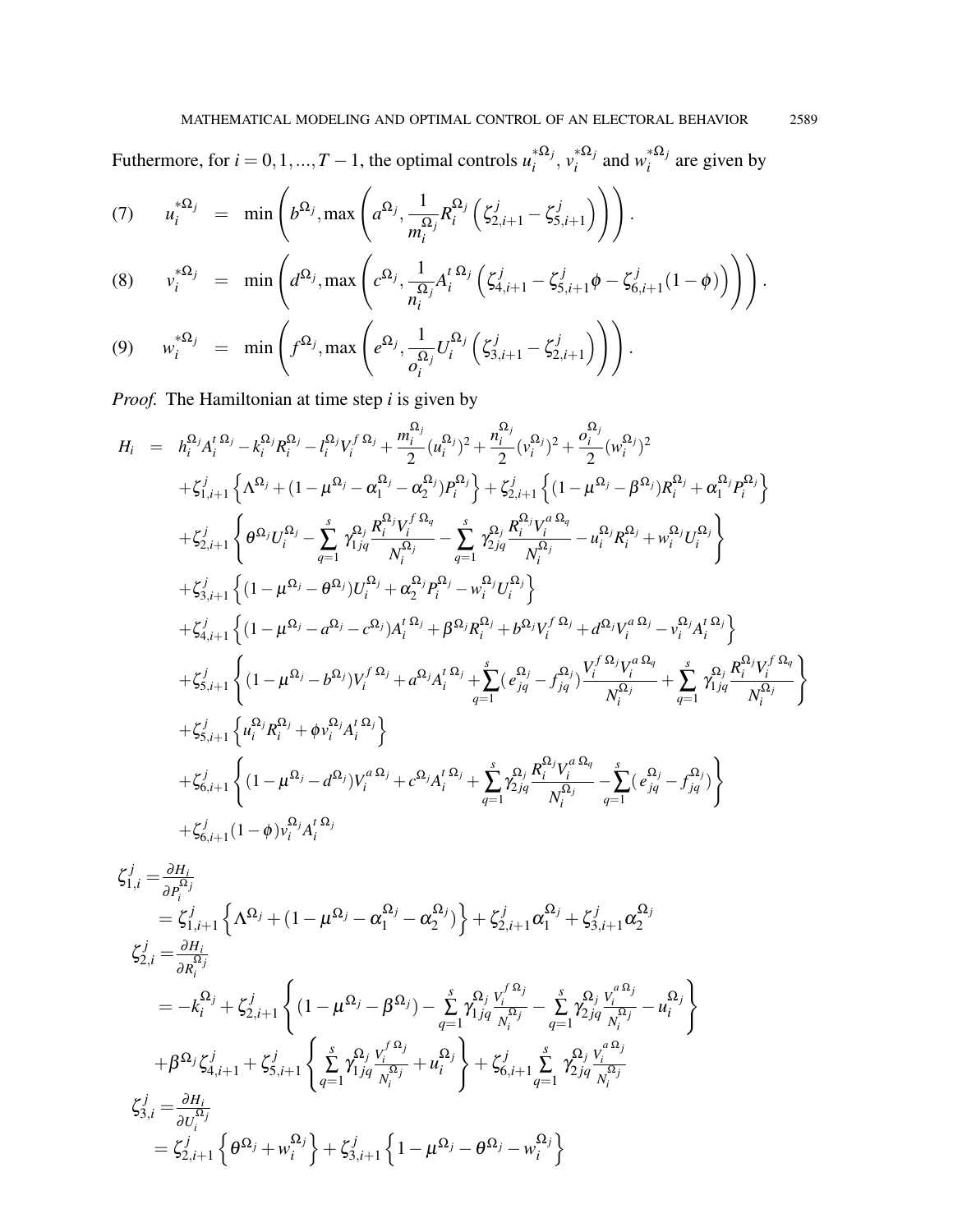Futhermore, for $i = 0, 1, ..., T-1$, the optimal controls $u_i^{*\Omega_j}$, $v_i^{*\Omega_j}$ and $w_i^{*\Omega_j}$ are given by

$$
(7) \qquad u_i^{*\Omega_j} = \min\left(b^{\Omega_j}, \max\left(a^{\Omega_j}, \frac{1}{m_i^{\Omega_j}} R_i^{\Omega_j}\left(\zeta_{2,i+1}^j - \zeta_{5,i+1}^j\right)\right)\right).
$$

$$
(8) \qquad v_i^{*\Omega_j} = \min\left(d^{\Omega_j}, \max\left(c^{\Omega_j}, \frac{1}{n_i^{\Omega_j}} A_i^{t\,\Omega_j}\left(\zeta_{4,i+1}^j - \zeta_{5,i+1}^j \phi - \zeta_{6,i+1}^j (1-\phi)\right)\right)\right).
$$

$$
(9) \qquad w_i^{*\Omega_j} = \min\left(f^{\Omega_j}, \max\left(e^{\Omega_j}, \frac{1}{o_i^{\Omega_j}} U_i^{\Omega_j}\left(\zeta_{3,i+1}^j - \zeta_{2,i+1}^j\right)\right)\right).
$$

*Proof.* The Hamiltonian at time step $i$ is given by

$$
\begin{aligned}
H_i &= h_i^{\Omega_j} A_i^{t\,\Omega_j} - k_i^{\Omega_j} R_i^{\Omega_j} - l_i^{\Omega_j} V_i^{f\,\Omega_j} + \frac{m_i^{\Omega_j}}{2}(u_i^{\Omega_j})^2 + \frac{n_i^{\Omega_j}}{2}(v_i^{\Omega_j})^2 + \frac{o_i^{\Omega_j}}{2}(w_i^{\Omega_j})^2 \\
&+ \zeta_{1,i+1}^j \left\{ \Lambda^{\Omega_j} + (1 - \mu^{\Omega_j} - \alpha_1^{\Omega_j} - \alpha_2^{\Omega_j}) P_i^{\Omega_j} \right\} + \zeta_{2,i+1}^j \left\{ (1 - \mu^{\Omega_j} - \beta^{\Omega_j}) R_i^{\Omega_j} + \alpha_1^{\Omega_j} P_i^{\Omega_j} \right\} \\
&+ \zeta_{2,i+1}^j \left\{ \theta^{\Omega_j} U_i^{\Omega_j} - \sum_{q=1}^{s} \gamma_{1jq}^{\Omega_j} \frac{R_i^{\Omega_j} V_i^{f\,\Omega_q}}{N_i^{\Omega_j}} - \sum_{q=1}^{s} \gamma_{2jq}^{\Omega_j} \frac{R_i^{\Omega_j} V_i^{a\,\Omega_q}}{N_i^{\Omega_j}} - u_i^{\Omega_j} R_i^{\Omega_j} + w_i^{\Omega_j} U_i^{\Omega_j} \right\} \\
&+ \zeta_{3,i+1}^j \left\{ (1 - \mu^{\Omega_j} - \theta^{\Omega_j}) U_i^{\Omega_j} + \alpha_2^{\Omega_j} P_i^{\Omega_j} - w_i^{\Omega_j} U_i^{\Omega_j} \right\} \\
&+ \zeta_{4,i+1}^j \left\{ (1 - \mu^{\Omega_j} - a^{\Omega_j} - c^{\Omega_j}) A_i^{t\,\Omega_j} + \beta^{\Omega_j} R_i^{\Omega_j} + b^{\Omega_j} V_i^{f\,\Omega_j} + d^{\Omega_j} V_i^{a\,\Omega_j} - v_i^{\Omega_j} A_i^{t\,\Omega_j} \right\} \\
&+ \zeta_{5,i+1}^j \left\{ (1 - \mu^{\Omega_j} - b^{\Omega_j}) V_i^{f\,\Omega_j} + a^{\Omega_j} A_i^{t\,\Omega_j} + \sum_{q=1}^{s} (e_{jq}^{\Omega_j} - f_{jq}^{\Omega_j}) \frac{V_i^{f\,\Omega_j} V_i^{a\,\Omega_q}}{N_i^{\Omega_j}} + \sum_{q=1}^{s} \gamma_{1jq}^{\Omega_j} \frac{R_i^{\Omega_j} V_i^{f\,\Omega_q}}{N_i^{\Omega_j}} \right\} \\
&+ \zeta_{5,i+1}^j \left\{ u_i^{\Omega_j} R_i^{\Omega_j} + \phi v_i^{\Omega_j} A_i^{t\,\Omega_j} \right\} \\
&+ \zeta_{6,i+1}^j \left\{ (1 - \mu^{\Omega_j} - d^{\Omega_j}) V_i^{a\,\Omega_j} + c^{\Omega_j} A_i^{t\,\Omega_j} + \sum_{q=1}^{s} \gamma_{2jq}^{\Omega_j} \frac{R_i^{\Omega_j} V_i^{a\,\Omega_q}}{N_i^{\Omega_j}} - \sum_{q=1}^{s} (e_{jq}^{\Omega_j} - f_{jq}^{\Omega_j}) \right\} \\
&+ \zeta_{6,i+1}^j (1 - \phi) v_i^{\Omega_j} A_i^{t\,\Omega_j}
\end{aligned}
$$

$$
\begin{aligned}
\zeta_{1,i}^j &= \frac{\partial H_i}{\partial P_i^{\Omega_j}} \\
&= \zeta_{1,i+1}^j \left\{ \Lambda^{\Omega_j} + (1 - \mu^{\Omega_j} - \alpha_1^{\Omega_j} - \alpha_2^{\Omega_j}) \right\} + \zeta_{2,i+1}^j \alpha_1^{\Omega_j} + \zeta_{3,i+1}^j \alpha_2^{\Omega_j} \\
\zeta_{2,i}^j &= \frac{\partial H_i}{\partial R_i^{\Omega_j}} \\
&= -k_i^{\Omega_j} + \zeta_{2,i+1}^j \left\{ (1 - \mu^{\Omega_j} - \beta^{\Omega_j}) - \sum_{q=1}^{s} \gamma_{1jq}^{\Omega_j} \frac{V_i^{f\,\Omega_j}}{N_i^{\Omega_j}} - \sum_{q=1}^{s} \gamma_{2jq}^{\Omega_j} \frac{V_i^{a\,\Omega_j}}{N_i^{\Omega_j}} - u_i^{\Omega_j} \right\} \\
&+ \beta^{\Omega_j} \zeta_{4,i+1}^j + \zeta_{5,i+1}^j \left\{ \sum_{q=1}^{s} \gamma_{1jq}^{\Omega_j} \frac{V_i^{f\,\Omega_j}}{N_i^{\Omega_j}} + u_i^{\Omega_j} \right\} + \zeta_{6,i+1}^j \sum_{q=1}^{s} \gamma_{2jq}^{\Omega_j} \frac{V_i^{a\,\Omega_j}}{N_i^{\Omega_j}} \\
\zeta_{3,i}^j &= \frac{\partial H_i}{\partial U_i^{\Omega_j}} \\
&= \zeta_{2,i+1}^j \left\{ \theta^{\Omega_j} + w_i^{\Omega_j} \right\} + \zeta_{3,i+1}^j \left\{ 1 - \mu^{\Omega_j} - \theta^{\Omega_j} - w_i^{\Omega_j} \right\}
\end{aligned}
$$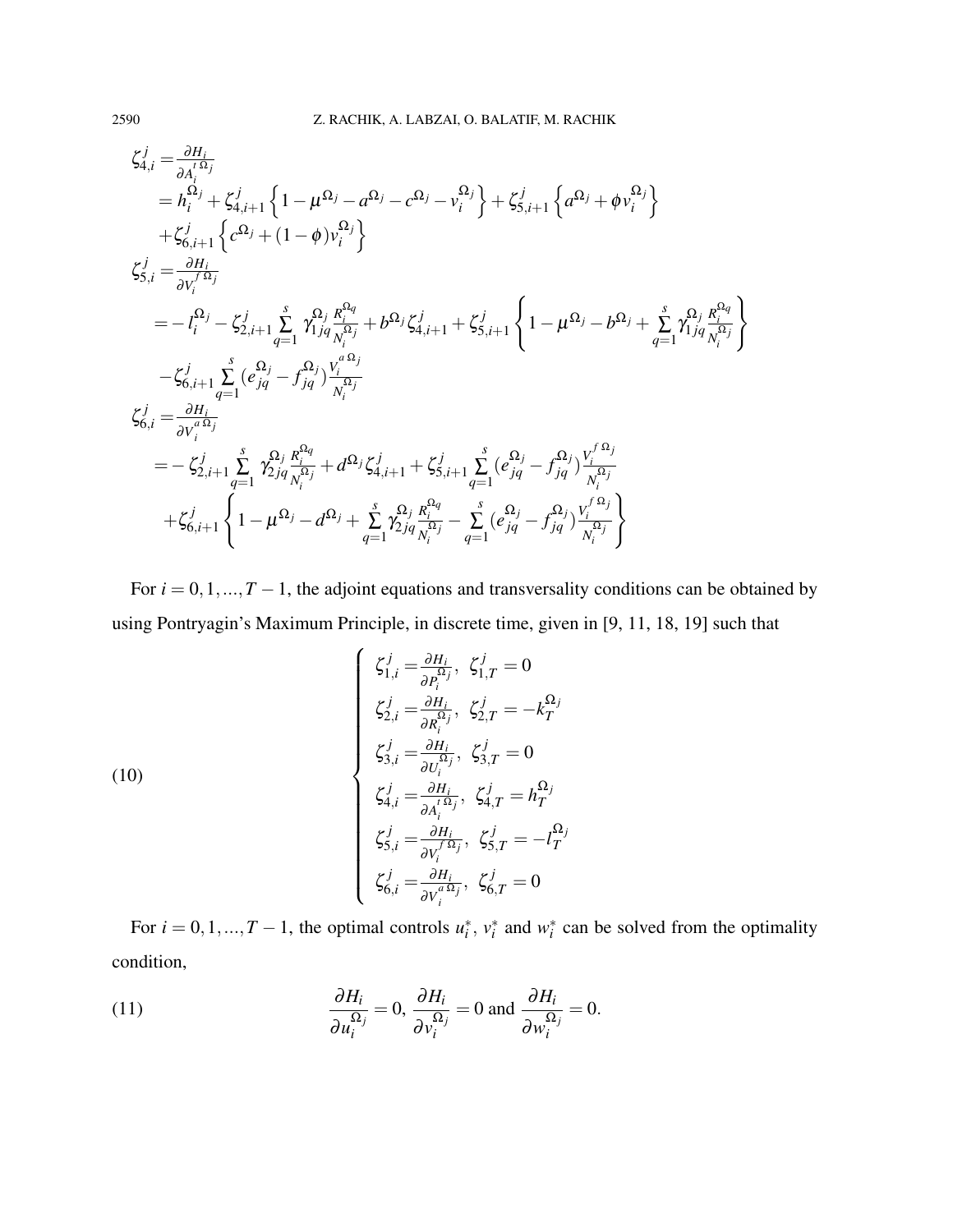$$
\begin{aligned}
\zeta_{4,i}^{j} =& \frac{\partial H_i}{\partial A_i^{t\,\Omega_j}} \\
=& h_i^{\Omega_j} + \zeta_{4,i+1}^{j}\left\{1-\mu^{\Omega_j}-a^{\Omega_j}-c^{\Omega_j}-v_i^{\Omega_j}\right\} + \zeta_{5,i+1}^{j}\left\{a^{\Omega_j}+\phi v_i^{\Omega_j}\right\} \\
&+ \zeta_{6,i+1}^{j}\left\{c^{\Omega_j}+(1-\phi)v_i^{\Omega_j}\right\} \\
\zeta_{5,i}^{j} =& \frac{\partial H_i}{\partial V_i^{f\,\Omega_j}} \\
=& -l_i^{\Omega_j} - \zeta_{2,i+1}^{j}\sum_{q=1}^{s}\gamma_{1jq}^{\Omega_j}\frac{R_i^{\Omega_q}}{N_i^{\Omega_j}} + b^{\Omega_j}\zeta_{4,i+1}^{j} + \zeta_{5,i+1}^{j}\left\{1-\mu^{\Omega_j}-b^{\Omega_j}+\sum_{q=1}^{s}\gamma_{1jq}^{\Omega_j}\frac{R_i^{\Omega_q}}{N_i^{\Omega_j}}\right\} \\
&- \zeta_{6,i+1}^{j}\sum_{q=1}^{s}(e_{jq}^{\Omega_j}-f_{jq}^{\Omega_j})\frac{V_i^{a\,\Omega_j}}{N_i^{\Omega_j}} \\
\zeta_{6,i}^{j} =& \frac{\partial H_i}{\partial V_i^{a\,\Omega_j}} \\
=& -\zeta_{2,i+1}^{j}\sum_{q=1}^{s}\gamma_{2jq}^{\Omega_j}\frac{R_i^{\Omega_q}}{N_i^{\Omega_j}} + d^{\Omega_j}\zeta_{4,i+1}^{j} + \zeta_{5,i+1}^{j}\sum_{q=1}^{s}(e_{jq}^{\Omega_j}-f_{jq}^{\Omega_j})\frac{V_i^{f\,\Omega_j}}{N_i^{\Omega_j}} \\
&+ \zeta_{6,i+1}^{j}\left\{1-\mu^{\Omega_j}-d^{\Omega_j}+\sum_{q=1}^{s}\gamma_{2jq}^{\Omega_j}\frac{R_i^{\Omega_q}}{N_i^{\Omega_j}}-\sum_{q=1}^{s}(e_{jq}^{\Omega_j}-f_{jq}^{\Omega_j})\frac{V_i^{f\,\Omega_j}}{N_i^{\Omega_j}}\right\}
\end{aligned}
$$

For $i = 0,1,...,T-1$, the adjoint equations and transversality conditions can be obtained by using Pontryagin's Maximum Principle, in discrete time, given in [9, 11, 18, 19] such that

$$
(10) \qquad
\begin{cases}
\zeta_{1,i}^{j} = \frac{\partial H_i}{\partial P_i^{\Omega_j}}, \ \zeta_{1,T}^{j} = 0 \\
\zeta_{2,i}^{j} = \frac{\partial H_i}{\partial R_i^{\Omega_j}}, \ \zeta_{2,T}^{j} = -k_T^{\Omega_j} \\
\zeta_{3,i}^{j} = \frac{\partial H_i}{\partial U_i^{\Omega_j}}, \ \zeta_{3,T}^{j} = 0 \\
\zeta_{4,i}^{j} = \frac{\partial H_i}{\partial A_i^{t\,\Omega_j}}, \ \zeta_{4,T}^{j} = h_T^{\Omega_j} \\
\zeta_{5,i}^{j} = \frac{\partial H_i}{\partial V_i^{f\,\Omega_j}}, \ \zeta_{5,T}^{j} = -l_T^{\Omega_j} \\
\zeta_{6,i}^{j} = \frac{\partial H_i}{\partial V_i^{a\,\Omega_j}}, \ \zeta_{6,T}^{j} = 0
\end{cases}
$$

For $i = 0,1,...,T-1$, the optimal controls $u_i^*$, $v_i^*$ and $w_i^*$ can be solved from the optimality condition,

$$
(11) \qquad \frac{\partial H_i}{\partial u_i^{\Omega_j}} = 0, \ \frac{\partial H_i}{\partial v_i^{\Omega_j}} = 0 \text{ and } \frac{\partial H_i}{\partial w_i^{\Omega_j}} = 0.
$$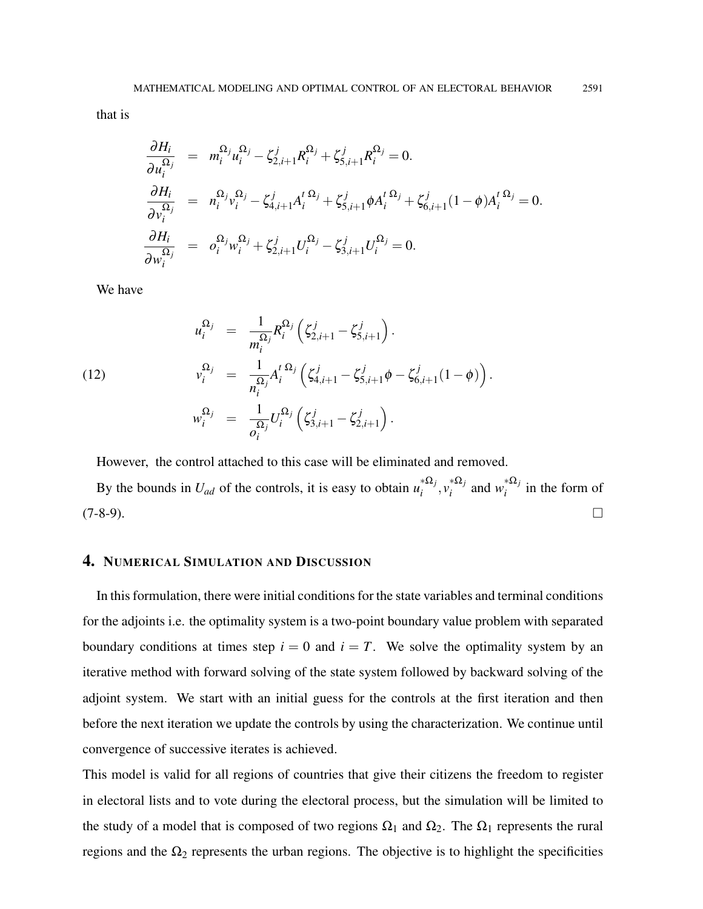that is

$$
\begin{aligned}
\frac{\partial H_i}{\partial u_i^{\Omega_j}} &= m_i^{\Omega_j} u_i^{\Omega_j} - \zeta_{2,i+1}^j R_i^{\Omega_j} + \zeta_{5,i+1}^j R_i^{\Omega_j} = 0. \\
\frac{\partial H_i}{\partial v_i^{\Omega_j}} &= n_i^{\Omega_j} v_i^{\Omega_j} - \zeta_{4,i+1}^j A_i^{t\,\Omega_j} + \zeta_{5,i+1}^j \phi A_i^{t\,\Omega_j} + \zeta_{6,i+1}^j (1-\phi) A_i^{t\,\Omega_j} = 0. \\
\frac{\partial H_i}{\partial w_i^{\Omega_j}} &= o_i^{\Omega_j} w_i^{\Omega_j} + \zeta_{2,i+1}^j U_i^{\Omega_j} - \zeta_{3,i+1}^j U_i^{\Omega_j} = 0.
\end{aligned}
$$

We have

$$
\begin{aligned}
u_i^{\Omega_j} &= \frac{1}{m_i^{\Omega_j}} R_i^{\Omega_j} \left( \zeta_{2,i+1}^j - \zeta_{5,i+1}^j \right). \\
v_i^{\Omega_j} &= \frac{1}{n_i^{\Omega_j}} A_i^{t\,\Omega_j} \left( \zeta_{4,i+1}^j - \zeta_{5,i+1}^j \phi - \zeta_{6,i+1}^j (1-\phi) \right). \\
w_i^{\Omega_j} &= \frac{1}{o_i^{\Omega_j}} U_i^{\Omega_j} \left( \zeta_{3,i+1}^j - \zeta_{2,i+1}^j \right).
\end{aligned}
\tag{12}
$$

However, the control attached to this case will be eliminated and removed.

By the bounds in $U_{ad}$ of the controls, it is easy to obtain $u_i^{*\Omega_j}, v_i^{*\Omega_j}$ and $w_i^{*\Omega_j}$ in the form of (7-8-9). □

## 4. Numerical Simulation and Discussion

In this formulation, there were initial conditions for the state variables and terminal conditions for the adjoints i.e. the optimality system is a two-point boundary value problem with separated boundary conditions at times step $i = 0$ and $i = T$. We solve the optimality system by an iterative method with forward solving of the state system followed by backward solving of the adjoint system. We start with an initial guess for the controls at the first iteration and then before the next iteration we update the controls by using the characterization. We continue until convergence of successive iterates is achieved.

This model is valid for all regions of countries that give their citizens the freedom to register in electoral lists and to vote during the electoral process, but the simulation will be limited to the study of a model that is composed of two regions $\Omega_1$ and $\Omega_2$. The $\Omega_1$ represents the rural regions and the $\Omega_2$ represents the urban regions. The objective is to highlight the specificities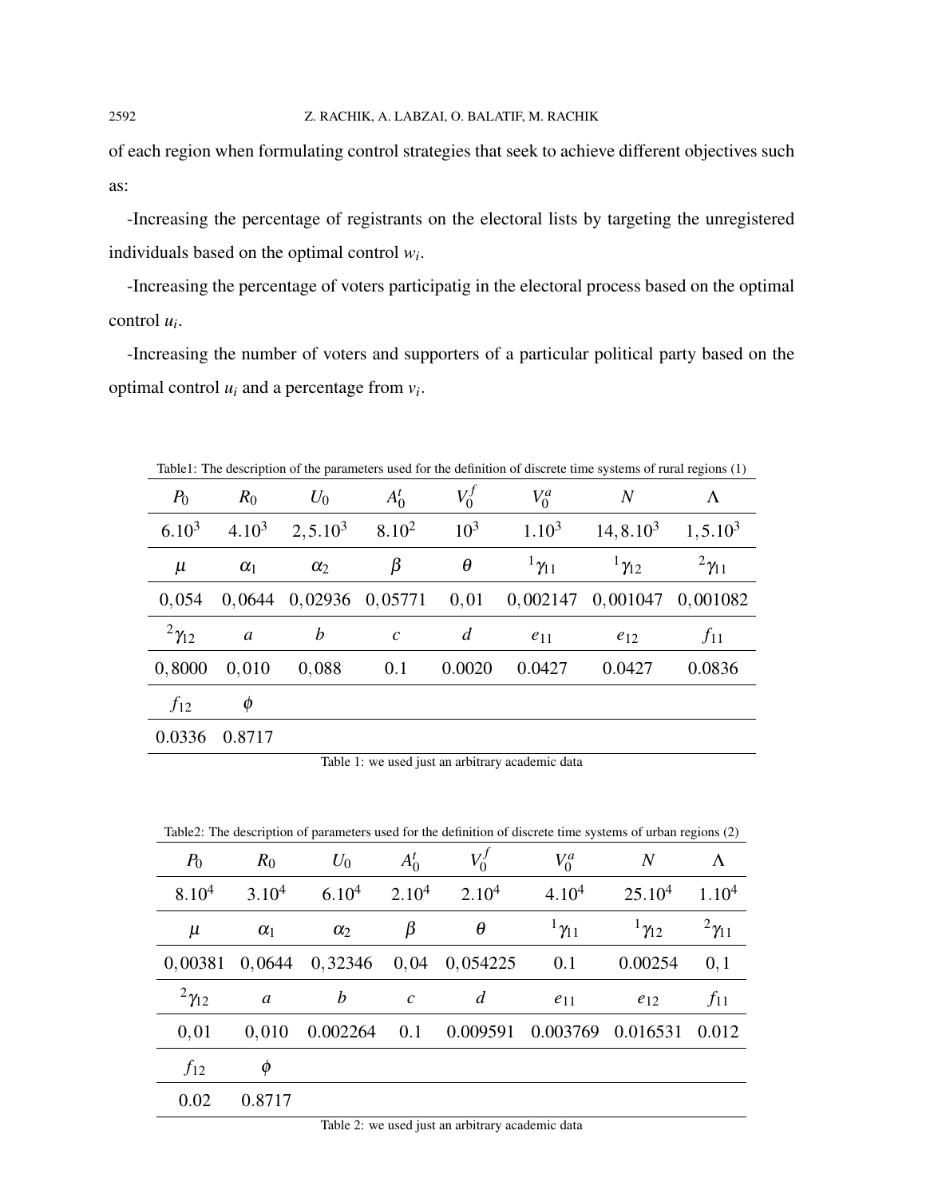of each region when formulating control strategies that seek to achieve different objectives such as:

-Increasing the percentage of registrants on the electoral lists by targeting the unregistered individuals based on the optimal control $w_i$.

-Increasing the percentage of voters participatig in the electoral process based on the optimal control $u_i$.

-Increasing the number of voters and supporters of a particular political party based on the optimal control $u_i$ and a percentage from $v_i$.

Table1: The description of the parameters used for the definition of discrete time systems of rural regions (1)

| $P_0$ | $R_0$ | $U_0$ | $A_0^t$ | $V_0^f$ | $V_0^a$ | $N$ | $\Lambda$ |
|---|---|---|---|---|---|---|---|
| $6.10^3$ | $4.10^3$ | $2,5.10^3$ | $8.10^2$ | $10^3$ | $1.10^3$ | $14,8.10^3$ | $1,5.10^3$ |
| $\mu$ | $\alpha_1$ | $\alpha_2$ | $\beta$ | $\theta$ | ${}^1\gamma_{11}$ | ${}^1\gamma_{12}$ | ${}^2\gamma_{11}$ |
| $0,054$ | $0,0644$ | $0,02936$ | $0,05771$ | $0,01$ | $0,002147$ | $0,001047$ | $0,001082$ |
| ${}^2\gamma_{12}$ | $a$ | $b$ | $c$ | $d$ | $e_{11}$ | $e_{12}$ | $f_{11}$ |
| $0,8000$ | $0,010$ | $0,088$ | $0.1$ | $0.0020$ | $0.0427$ | $0.0427$ | $0.0836$ |
| $f_{12}$ | $\phi$ | | | | | | |
| $0.0336$ | $0.8717$ | | | | | | |

Table 1: we used just an arbitrary academic data

Table2: The description of parameters used for the definition of discrete time systems of urban regions (2)

| $P_0$ | $R_0$ | $U_0$ | $A_0^t$ | $V_0^f$ | $V_0^a$ | $N$ | $\Lambda$ |
|---|---|---|---|---|---|---|---|
| $8.10^4$ | $3.10^4$ | $6.10^4$ | $2.10^4$ | $2.10^4$ | $4.10^4$ | $25.10^4$ | $1.10^4$ |
| $\mu$ | $\alpha_1$ | $\alpha_2$ | $\beta$ | $\theta$ | ${}^1\gamma_{11}$ | ${}^1\gamma_{12}$ | ${}^2\gamma_{11}$ |
| $0,00381$ | $0,0644$ | $0,32346$ | $0,04$ | $0,054225$ | $0.1$ | $0.00254$ | $0,1$ |
| ${}^2\gamma_{12}$ | $a$ | $b$ | $c$ | $d$ | $e_{11}$ | $e_{12}$ | $f_{11}$ |
| $0,01$ | $0,010$ | $0.002264$ | $0.1$ | $0.009591$ | $0.003769$ | $0.016531$ | $0.012$ |
| $f_{12}$ | $\phi$ | | | | | | |
| $0.02$ | $0.8717$ | | | | | | |

Table 2: we used just an arbitrary academic data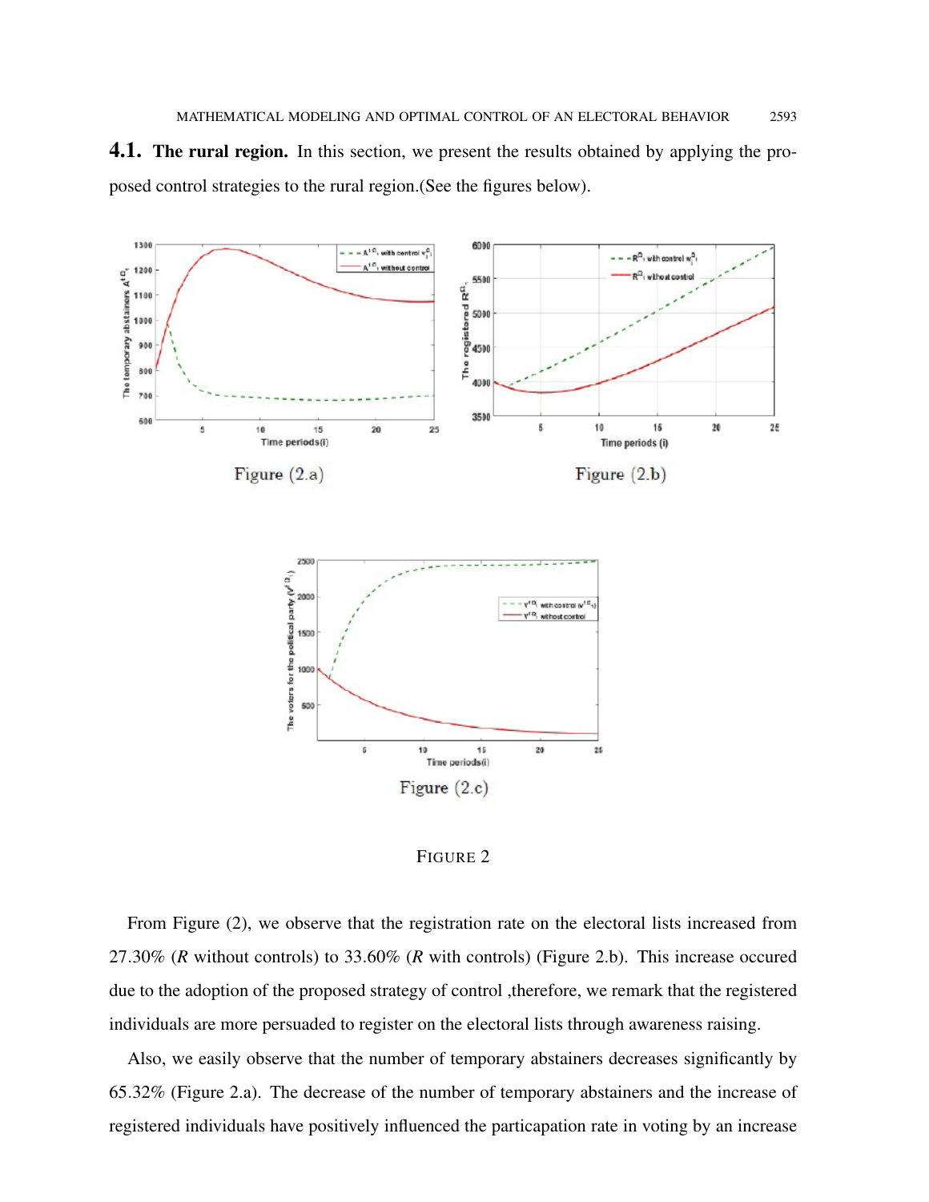### 4.1. The rural region.

In this section, we present the results obtained by applying the proposed control strategies to the rural region.(See the figures below).

Figure (2.a)

Figure (2.b)

Figure (2.c)

FIGURE 2

From Figure (2), we observe that the registration rate on the electoral lists increased from 27.30% ($R$ without controls) to 33.60% ($R$ with controls) (Figure 2.b). This increase occured due to the adoption of the proposed strategy of control ,therefore, we remark that the registered individuals are more persuaded to register on the electoral lists through awareness raising.

Also, we easily observe that the number of temporary abstainers decreases significantly by 65.32% (Figure 2.a). The decrease of the number of temporary abstainers and the increase of registered individuals have positively influenced the particapation rate in voting by an increase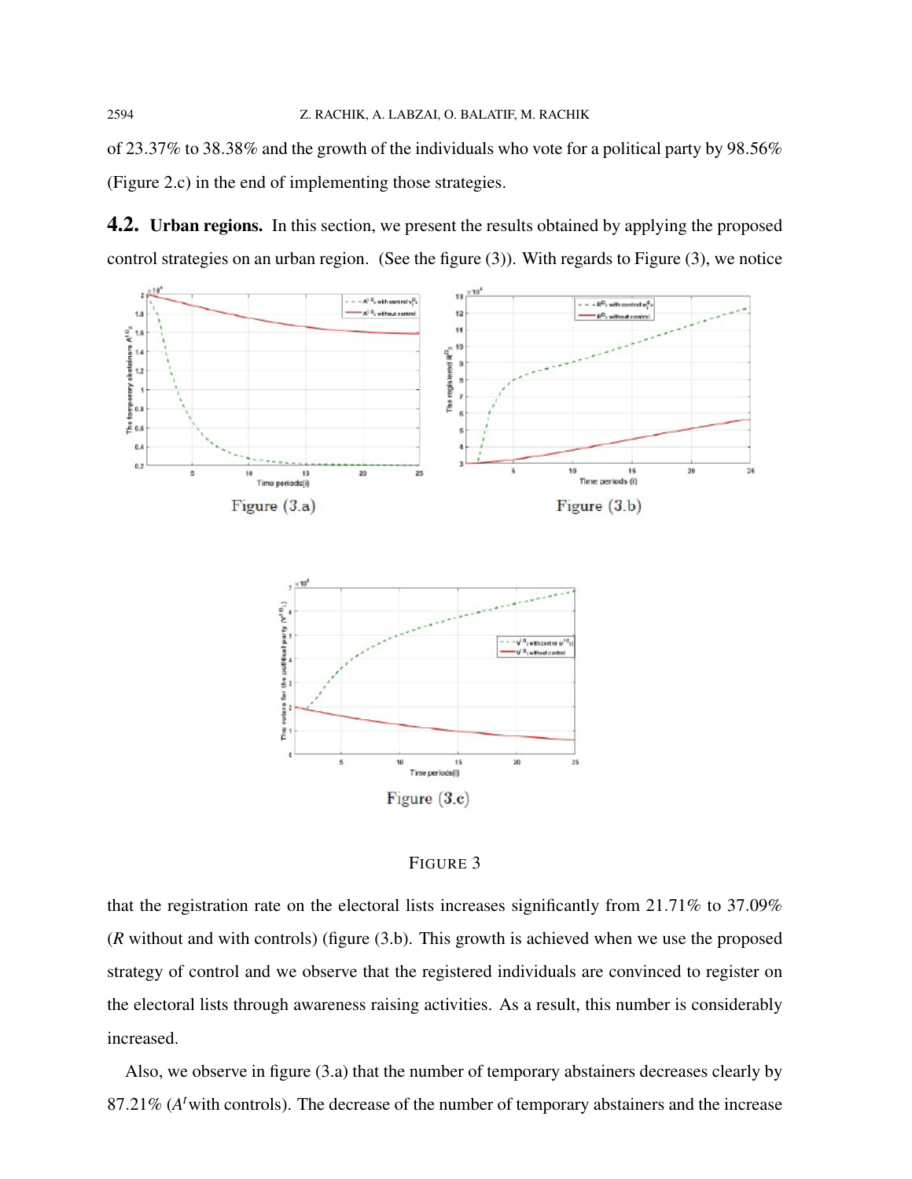of 23.37% to 38.38% and the growth of the individuals who vote for a political party by 98.56% (Figure 2.c) in the end of implementing those strategies.

### 4.2. Urban regions.

In this section, we present the results obtained by applying the proposed control strategies on an urban region. (See the figure (3)). With regards to Figure (3), we notice

Figure (3.a)

Figure (3.b)

Figure (3.c)

FIGURE 3

that the registration rate on the electoral lists increases significantly from 21.71% to 37.09% ($R$ without and with controls) (figure (3.b). This growth is achieved when we use the proposed strategy of control and we observe that the registered individuals are convinced to register on the electoral lists through awareness raising activities. As a result, this number is considerably increased.

Also, we observe in figure (3.a) that the number of temporary abstainers decreases clearly by 87.21% ($A^t$ with controls). The decrease of the number of temporary abstainers and the increase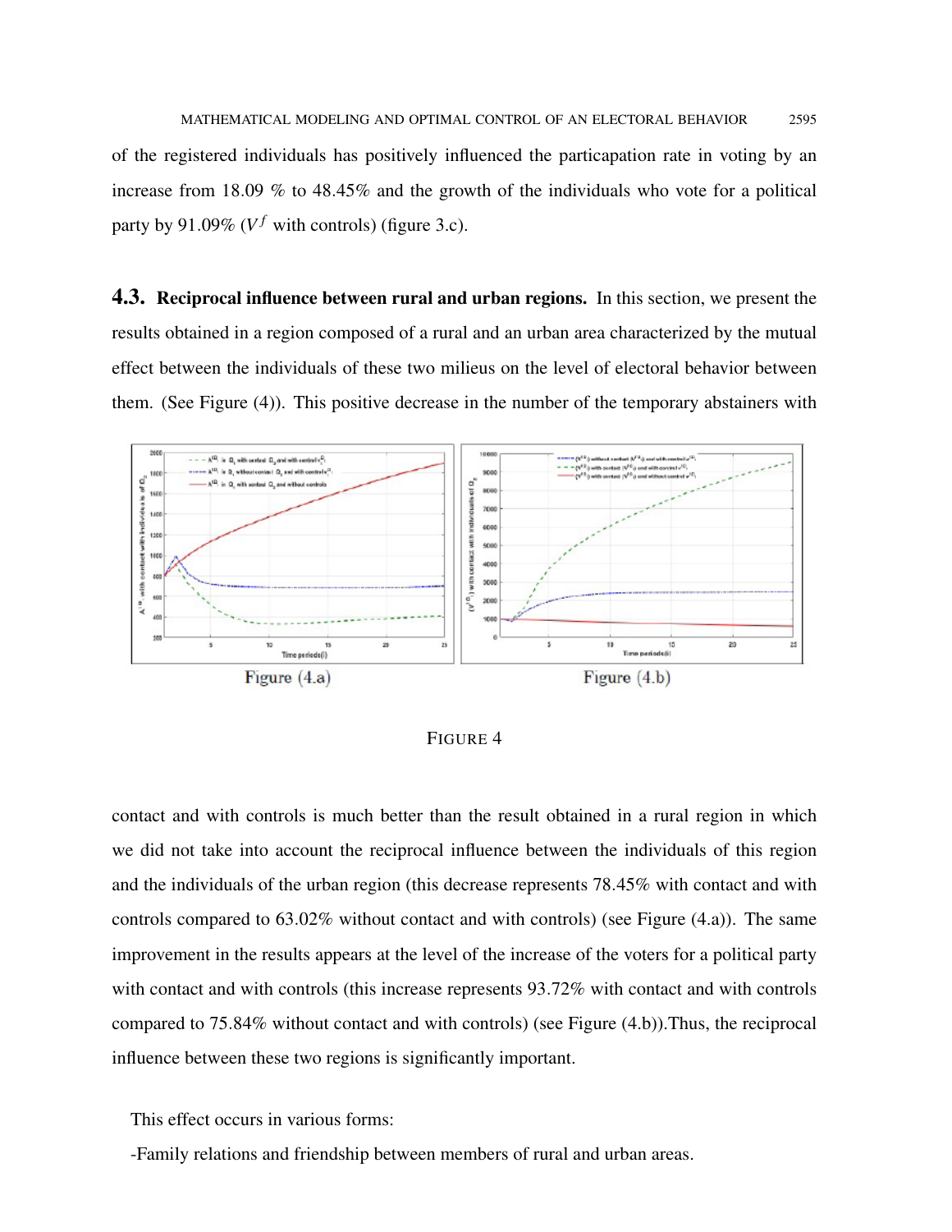of the registered individuals has positively influenced the particapation rate in voting by an increase from 18.09 % to 48.45% and the growth of the individuals who vote for a political party by 91.09% ($V^f$ with controls) (figure 3.c).

### 4.3. Reciprocal influence between rural and urban regions.

In this section, we present the results obtained in a region composed of a rural and an urban area characterized by the mutual effect between the individuals of these two milieus on the level of electoral behavior between them. (See Figure (4)). This positive decrease in the number of the temporary abstainers with

Figure (4.a)   Figure (4.b)

FIGURE 4

contact and with controls is much better than the result obtained in a rural region in which we did not take into account the reciprocal influence between the individuals of this region and the individuals of the urban region (this decrease represents 78.45% with contact and with controls compared to 63.02% without contact and with controls) (see Figure (4.a)). The same improvement in the results appears at the level of the increase of the voters for a political party with contact and with controls (this increase represents 93.72% with contact and with controls compared to 75.84% without contact and with controls) (see Figure (4.b)).Thus, the reciprocal influence between these two regions is significantly important.

This effect occurs in various forms:

-Family relations and friendship between members of rural and urban areas.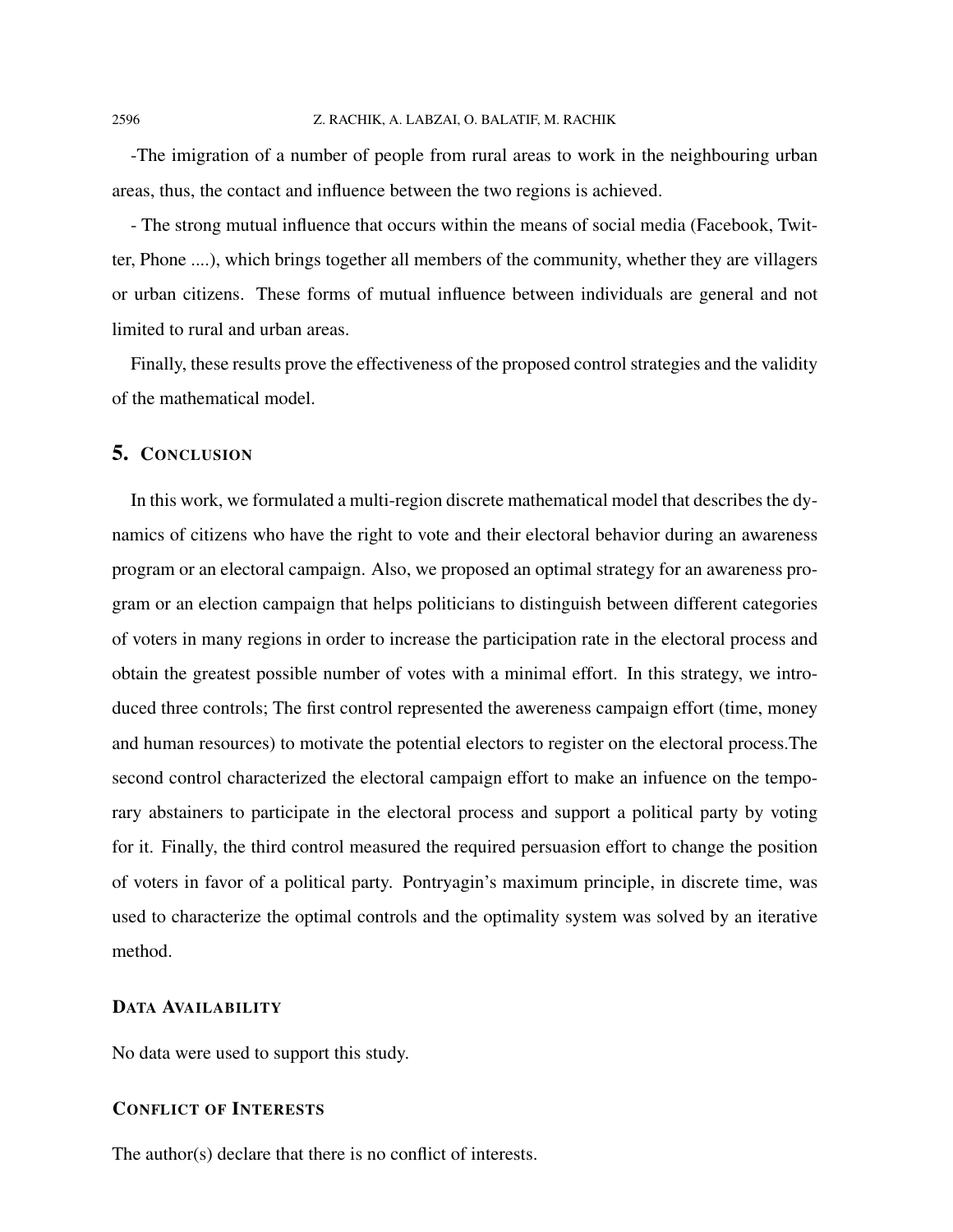-The imigration of a number of people from rural areas to work in the neighbouring urban areas, thus, the contact and influence between the two regions is achieved.

- The strong mutual influence that occurs within the means of social media (Facebook, Twitter, Phone ....), which brings together all members of the community, whether they are villagers or urban citizens. These forms of mutual influence between individuals are general and not limited to rural and urban areas.

Finally, these results prove the effectiveness of the proposed control strategies and the validity of the mathematical model.

## 5. Conclusion

In this work, we formulated a multi-region discrete mathematical model that describes the dynamics of citizens who have the right to vote and their electoral behavior during an awareness program or an electoral campaign. Also, we proposed an optimal strategy for an awareness program or an election campaign that helps politicians to distinguish between different categories of voters in many regions in order to increase the participation rate in the electoral process and obtain the greatest possible number of votes with a minimal effort. In this strategy, we introduced three controls; The first control represented the awereness campaign effort (time, money and human resources) to motivate the potential electors to register on the electoral process.The second control characterized the electoral campaign effort to make an infuence on the temporary abstainers to participate in the electoral process and support a political party by voting for it. Finally, the third control measured the required persuasion effort to change the position of voters in favor of a political party. Pontryagin's maximum principle, in discrete time, was used to characterize the optimal controls and the optimality system was solved by an iterative method.

### Data Availability

No data were used to support this study.

### Conflict of Interests

The author(s) declare that there is no conflict of interests.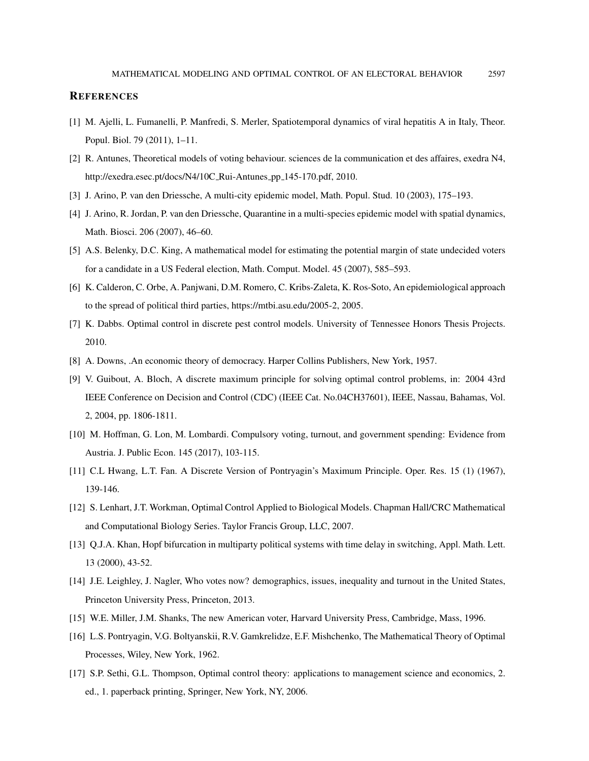## References

[1] M. Ajelli, L. Fumanelli, P. Manfredi, S. Merler, Spatiotemporal dynamics of viral hepatitis A in Italy, Theor. Popul. Biol. 79 (2011), 1–11.

[2] R. Antunes, Theoretical models of voting behaviour. sciences de la communication et des affaires, exedra N4, http://exedra.esec.pt/docs/N4/10C_Rui-Antunes_pp_145-170.pdf, 2010.

[3] J. Arino, P. van den Driessche, A multi-city epidemic model, Math. Popul. Stud. 10 (2003), 175–193.

[4] J. Arino, R. Jordan, P. van den Driessche, Quarantine in a multi-species epidemic model with spatial dynamics, Math. Biosci. 206 (2007), 46–60.

[5] A.S. Belenky, D.C. King, A mathematical model for estimating the potential margin of state undecided voters for a candidate in a US Federal election, Math. Comput. Model. 45 (2007), 585–593.

[6] K. Calderon, C. Orbe, A. Panjwani, D.M. Romero, C. Kribs-Zaleta, K. Ros-Soto, An epidemiological approach to the spread of political third parties, https://mtbi.asu.edu/2005-2, 2005.

[7] K. Dabbs. Optimal control in discrete pest control models. University of Tennessee Honors Thesis Projects. 2010.

[8] A. Downs, .An economic theory of democracy. Harper Collins Publishers, New York, 1957.

[9] V. Guibout, A. Bloch, A discrete maximum principle for solving optimal control problems, in: 2004 43rd IEEE Conference on Decision and Control (CDC) (IEEE Cat. No.04CH37601), IEEE, Nassau, Bahamas, Vol. 2, 2004, pp. 1806-1811.

[10] M. Hoffman, G. Lon, M. Lombardi. Compulsory voting, turnout, and government spending: Evidence from Austria. J. Public Econ. 145 (2017), 103-115.

[11] C.L Hwang, L.T. Fan. A Discrete Version of Pontryagin's Maximum Principle. Oper. Res. 15 (1) (1967), 139-146.

[12] S. Lenhart, J.T. Workman, Optimal Control Applied to Biological Models. Chapman Hall/CRC Mathematical and Computational Biology Series. Taylor Francis Group, LLC, 2007.

[13] Q.J.A. Khan, Hopf bifurcation in multiparty political systems with time delay in switching, Appl. Math. Lett. 13 (2000), 43-52.

[14] J.E. Leighley, J. Nagler, Who votes now? demographics, issues, inequality and turnout in the United States, Princeton University Press, Princeton, 2013.

[15] W.E. Miller, J.M. Shanks, The new American voter, Harvard University Press, Cambridge, Mass, 1996.

[16] L.S. Pontryagin, V.G. Boltyanskii, R.V. Gamkrelidze, E.F. Mishchenko, The Mathematical Theory of Optimal Processes, Wiley, New York, 1962.

[17] S.P. Sethi, G.L. Thompson, Optimal control theory: applications to management science and economics, 2. ed., 1. paperback printing, Springer, New York, NY, 2006.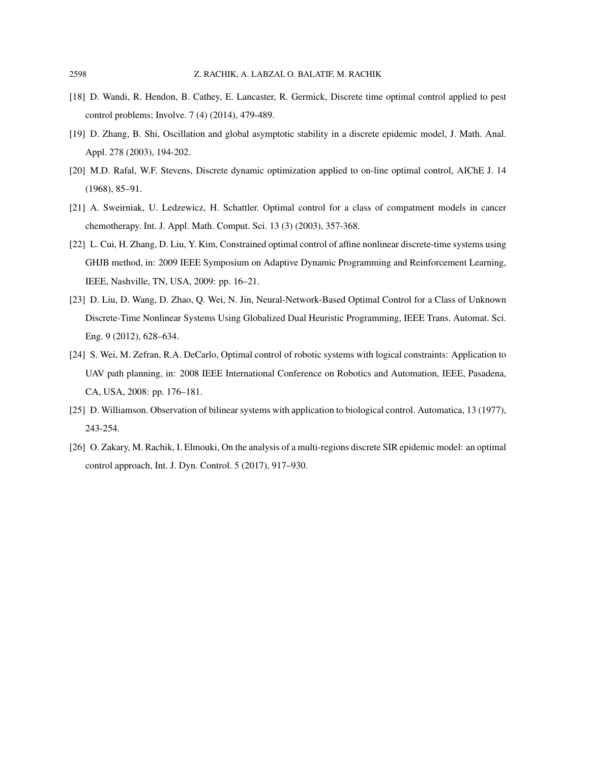[18] D. Wandi, R. Hendon, B. Cathey, E. Lancaster, R. Germick, Discrete time optimal control applied to pest control problems; Involve. 7 (4) (2014), 479-489.

[19] D. Zhang, B. Shi, Oscillation and global asymptotic stability in a discrete epidemic model, J. Math. Anal. Appl. 278 (2003), 194-202.

[20] M.D. Rafal, W.F. Stevens, Discrete dynamic optimization applied to on-line optimal control, AIChE J. 14 (1968), 85–91.

[21] A. Sweirniak, U. Ledzewicz, H. Schattler. Optimal control for a class of compatment models in cancer chemotherapy. Int. J. Appl. Math. Comput. Sci. 13 (3) (2003), 357-368.

[22] L. Cui, H. Zhang, D. Liu, Y. Kim, Constrained optimal control of affine nonlinear discrete-time systems using GHJB method, in: 2009 IEEE Symposium on Adaptive Dynamic Programming and Reinforcement Learning, IEEE, Nashville, TN, USA, 2009: pp. 16–21.

[23] D. Liu, D. Wang, D. Zhao, Q. Wei, N. Jin, Neural-Network-Based Optimal Control for a Class of Unknown Discrete-Time Nonlinear Systems Using Globalized Dual Heuristic Programming, IEEE Trans. Automat. Sci. Eng. 9 (2012), 628–634.

[24] S. Wei, M. Zefran, R.A. DeCarlo, Optimal control of robotic systems with logical constraints: Application to UAV path planning, in: 2008 IEEE International Conference on Robotics and Automation, IEEE, Pasadena, CA, USA, 2008: pp. 176–181.

[25] D. Williamson. Observation of bilinear systems with application to biological control. Automatica, 13 (1977), 243-254.

[26] O. Zakary, M. Rachik, I. Elmouki, On the analysis of a multi-regions discrete SIR epidemic model: an optimal control approach, Int. J. Dyn. Control. 5 (2017), 917–930.